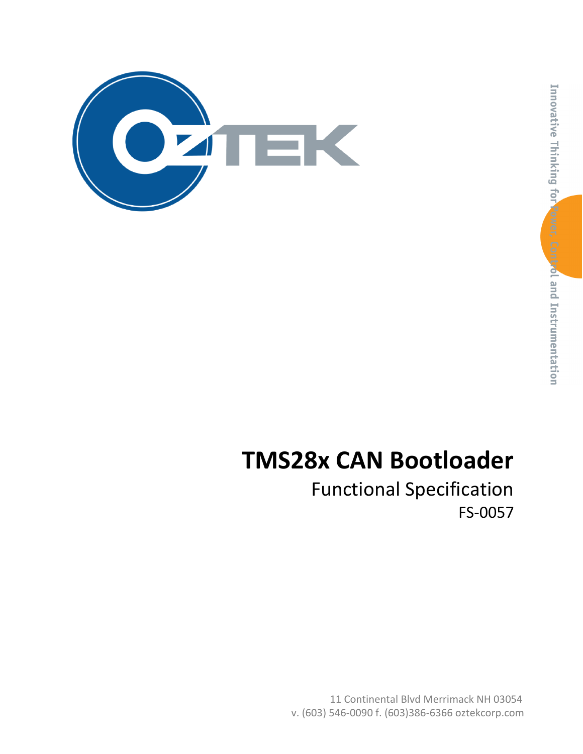Innovative Thinking for Power, Control and Instrumentation

# TMS28x CAN Bootloader

## Functional Specification

FS-0057

11 Continental Blvd Merrimack NH 03054
v. (603) 546-0090 f. (603)386-6366 oztekcorp.com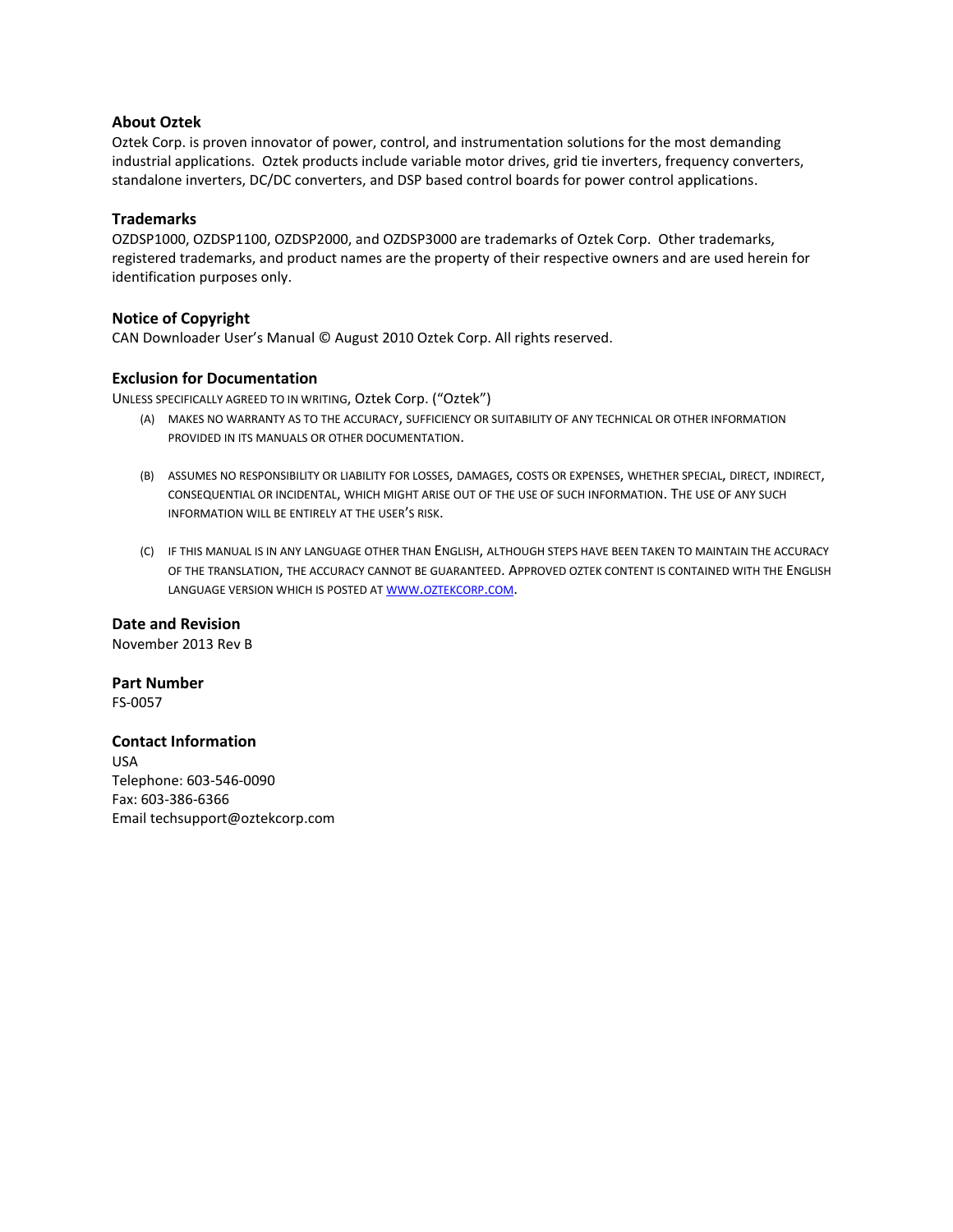### About Oztek

Oztek Corp. is proven innovator of power, control, and instrumentation solutions for the most demanding industrial applications. Oztek products include variable motor drives, grid tie inverters, frequency converters, standalone inverters, DC/DC converters, and DSP based control boards for power control applications.

### Trademarks

OZDSP1000, OZDSP1100, OZDSP2000, and OZDSP3000 are trademarks of Oztek Corp. Other trademarks, registered trademarks, and product names are the property of their respective owners and are used herein for identification purposes only.

### Notice of Copyright

CAN Downloader User's Manual © August 2010 Oztek Corp. All rights reserved.

### Exclusion for Documentation

UNLESS SPECIFICALLY AGREED TO IN WRITING, Oztek Corp. ("Oztek")

(A) MAKES NO WARRANTY AS TO THE ACCURACY, SUFFICIENCY OR SUITABILITY OF ANY TECHNICAL OR OTHER INFORMATION PROVIDED IN ITS MANUALS OR OTHER DOCUMENTATION.

(B) ASSUMES NO RESPONSIBILITY OR LIABILITY FOR LOSSES, DAMAGES, COSTS OR EXPENSES, WHETHER SPECIAL, DIRECT, INDIRECT, CONSEQUENTIAL OR INCIDENTAL, WHICH MIGHT ARISE OUT OF THE USE OF SUCH INFORMATION. THE USE OF ANY SUCH INFORMATION WILL BE ENTIRELY AT THE USER'S RISK.

(C) IF THIS MANUAL IS IN ANY LANGUAGE OTHER THAN ENGLISH, ALTHOUGH STEPS HAVE BEEN TAKEN TO MAINTAIN THE ACCURACY OF THE TRANSLATION, THE ACCURACY CANNOT BE GUARANTEED. APPROVED OZTEK CONTENT IS CONTAINED WITH THE ENGLISH LANGUAGE VERSION WHICH IS POSTED AT WWW.OZTEKCORP.COM.

### Date and Revision

November 2013 Rev B

### Part Number

FS-0057

### Contact Information

USA
Telephone: 603-546-0090
Fax: 603-386-6366
Email techsupport@oztekcorp.com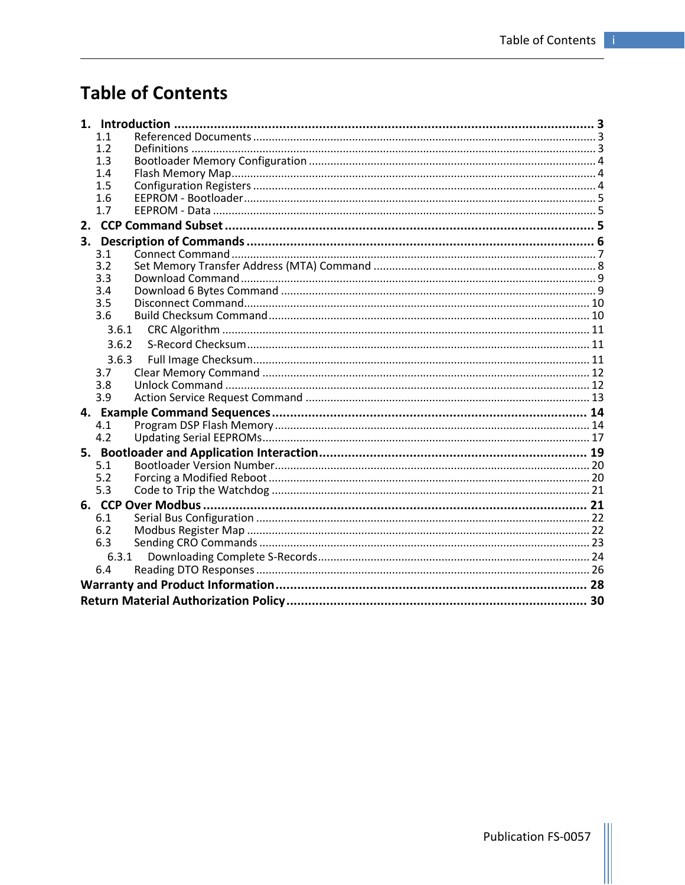# Table of Contents

**1. Introduction .......... 3**
- 1.1 Referenced Documents .......... 3
- 1.2 Definitions .......... 3
- 1.3 Bootloader Memory Configuration .......... 4
- 1.4 Flash Memory Map .......... 4
- 1.5 Configuration Registers .......... 4
- 1.6 EEPROM - Bootloader .......... 5
- 1.7 EEPROM - Data .......... 5

**2. CCP Command Subset .......... 5**

**3. Description of Commands .......... 6**
- 3.1 Connect Command .......... 7
- 3.2 Set Memory Transfer Address (MTA) Command .......... 8
- 3.3 Download Command .......... 9
- 3.4 Download 6 Bytes Command .......... 9
- 3.5 Disconnect Command .......... 10
- 3.6 Build Checksum Command .......... 10
  - 3.6.1 CRC Algorithm .......... 11
  - 3.6.2 S-Record Checksum .......... 11
  - 3.6.3 Full Image Checksum .......... 11
- 3.7 Clear Memory Command .......... 12
- 3.8 Unlock Command .......... 12
- 3.9 Action Service Request Command .......... 13

**4. Example Command Sequences .......... 14**
- 4.1 Program DSP Flash Memory .......... 14
- 4.2 Updating Serial EEPROMs .......... 17

**5. Bootloader and Application Interaction .......... 19**
- 5.1 Bootloader Version Number .......... 20
- 5.2 Forcing a Modified Reboot .......... 20
- 5.3 Code to Trip the Watchdog .......... 21

**6. CCP Over Modbus .......... 21**
- 6.1 Serial Bus Configuration .......... 22
- 6.2 Modbus Register Map .......... 22
- 6.3 Sending CRO Commands .......... 23
  - 6.3.1 Downloading Complete S-Records .......... 24
- 6.4 Reading DTO Responses .......... 26

**Warranty and Product Information .......... 28**

**Return Material Authorization Policy .......... 30**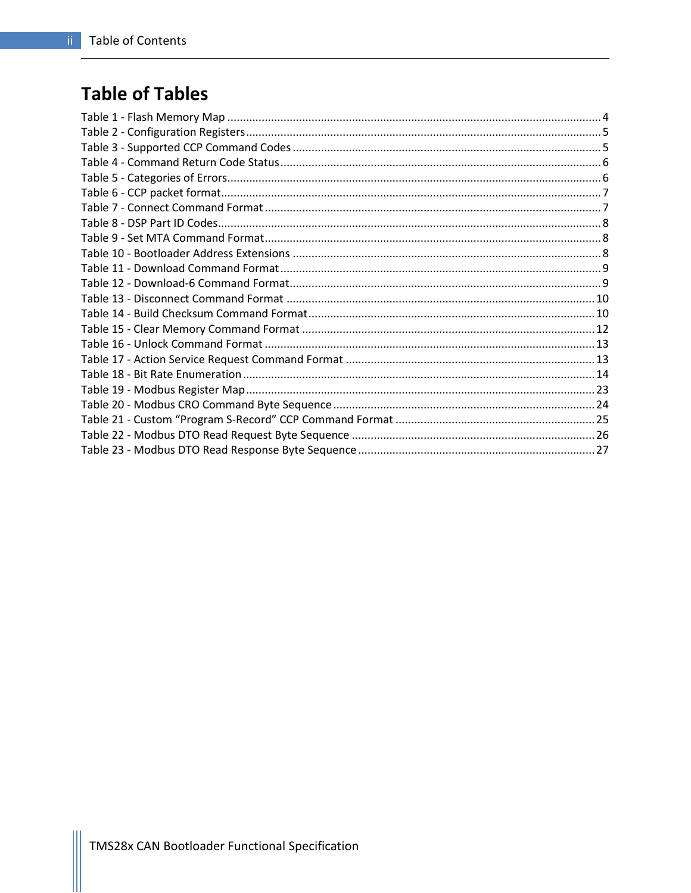# Table of Tables

Table 1 - Flash Memory Map ....................................................................................................................... 4
Table 2 - Configuration Registers ................................................................................................................. 5
Table 3 - Supported CCP Command Codes .................................................................................................. 5
Table 4 - Command Return Code Status ...................................................................................................... 6
Table 5 - Categories of Errors....................................................................................................................... 6
Table 6 - CCP packet format......................................................................................................................... 7
Table 7 - Connect Command Format ........................................................................................................... 7
Table 8 - DSP Part ID Codes.......................................................................................................................... 8
Table 9 - Set MTA Command Format........................................................................................................... 8
Table 10 - Bootloader Address Extensions .................................................................................................. 8
Table 11 - Download Command Format ...................................................................................................... 9
Table 12 - Download-6 Command Format.................................................................................................... 9
Table 13 - Disconnect Command Format .................................................................................................. 10
Table 14 - Build Checksum Command Format ........................................................................................... 10
Table 15 - Clear Memory Command Format ............................................................................................. 12
Table 16 - Unlock Command Format ......................................................................................................... 13
Table 17 - Action Service Request Command Format ............................................................................... 13
Table 18 - Bit Rate Enumeration ................................................................................................................ 14
Table 19 - Modbus Register Map ............................................................................................................... 23
Table 20 - Modbus CRO Command Byte Sequence ................................................................................... 24
Table 21 - Custom “Program S-Record” CCP Command Format ................................................................ 25
Table 22 - Modbus DTO Read Request Byte Sequence ............................................................................. 26
Table 23 - Modbus DTO Read Response Byte Sequence ........................................................................... 27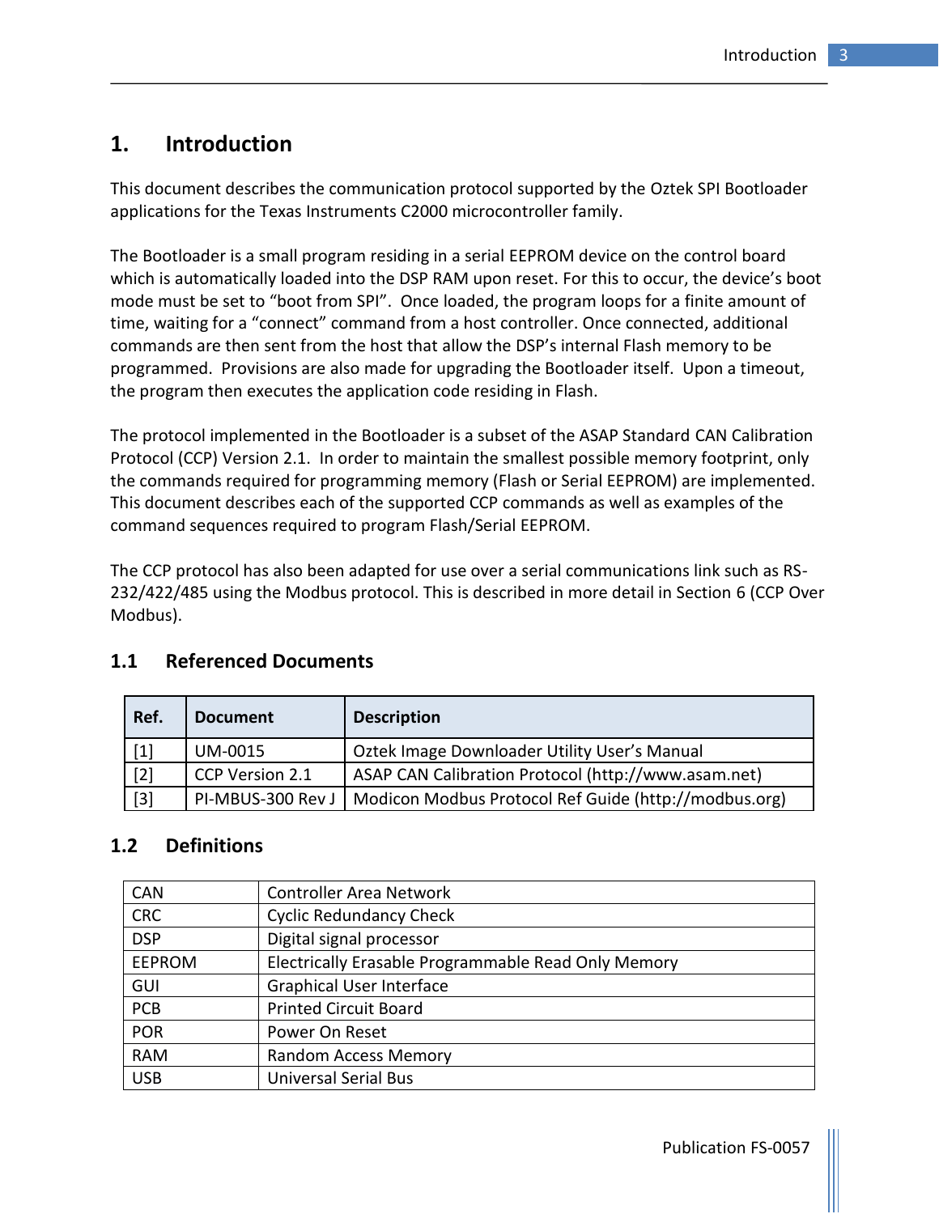# 1. Introduction

This document describes the communication protocol supported by the Oztek SPI Bootloader applications for the Texas Instruments C2000 microcontroller family.

The Bootloader is a small program residing in a serial EEPROM device on the control board which is automatically loaded into the DSP RAM upon reset. For this to occur, the device's boot mode must be set to "boot from SPI". Once loaded, the program loops for a finite amount of time, waiting for a "connect" command from a host controller. Once connected, additional commands are then sent from the host that allow the DSP's internal Flash memory to be programmed. Provisions are also made for upgrading the Bootloader itself. Upon a timeout, the program then executes the application code residing in Flash.

The protocol implemented in the Bootloader is a subset of the ASAP Standard CAN Calibration Protocol (CCP) Version 2.1. In order to maintain the smallest possible memory footprint, only the commands required for programming memory (Flash or Serial EEPROM) are implemented. This document describes each of the supported CCP commands as well as examples of the command sequences required to program Flash/Serial EEPROM.

The CCP protocol has also been adapted for use over a serial communications link such as RS-232/422/485 using the Modbus protocol. This is described in more detail in Section 6 (CCP Over Modbus).

## 1.1 Referenced Documents

| Ref. | Document | Description |
|---|---|---|
| [1] | UM-0015 | Oztek Image Downloader Utility User's Manual |
| [2] | CCP Version 2.1 | ASAP CAN Calibration Protocol (http://www.asam.net) |
| [3] | PI-MBUS-300 Rev J | Modicon Modbus Protocol Ref Guide (http://modbus.org) |

## 1.2 Definitions

| | |
|---|---|
| CAN | Controller Area Network |
| CRC | Cyclic Redundancy Check |
| DSP | Digital signal processor |
| EEPROM | Electrically Erasable Programmable Read Only Memory |
| GUI | Graphical User Interface |
| PCB | Printed Circuit Board |
| POR | Power On Reset |
| RAM | Random Access Memory |
| USB | Universal Serial Bus |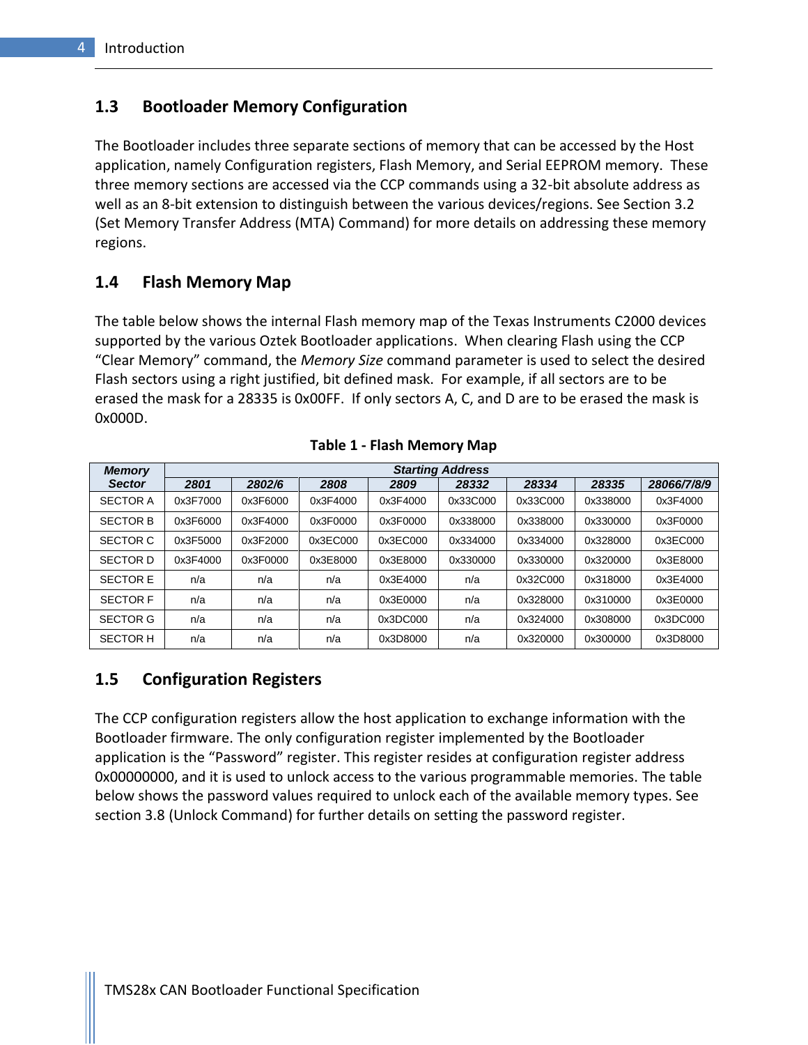## 1.3 Bootloader Memory Configuration

The Bootloader includes three separate sections of memory that can be accessed by the Host application, namely Configuration registers, Flash Memory, and Serial EEPROM memory. These three memory sections are accessed via the CCP commands using a 32-bit absolute address as well as an 8-bit extension to distinguish between the various devices/regions. See Section 3.2 (Set Memory Transfer Address (MTA) Command) for more details on addressing these memory regions.

## 1.4 Flash Memory Map

The table below shows the internal Flash memory map of the Texas Instruments C2000 devices supported by the various Oztek Bootloader applications. When clearing Flash using the CCP "Clear Memory" command, the *Memory Size* command parameter is used to select the desired Flash sectors using a right justified, bit defined mask. For example, if all sectors are to be erased the mask for a 28335 is 0x00FF. If only sectors A, C, and D are to be erased the mask is 0x000D.

**Table 1 - Flash Memory Map**

| ***Memory Sector*** | ***Starting Address*** | | | | | | | |
|---|---|---|---|---|---|---|---|---|
| | ***2801*** | ***2802/6*** | ***2808*** | ***2809*** | ***28332*** | ***28334*** | ***28335*** | ***28066/7/8/9*** |
| SECTOR A | 0x3F7000 | 0x3F6000 | 0x3F4000 | 0x3F4000 | 0x33C000 | 0x33C000 | 0x338000 | 0x3F4000 |
| SECTOR B | 0x3F6000 | 0x3F4000 | 0x3F0000 | 0x3F0000 | 0x338000 | 0x338000 | 0x330000 | 0x3F0000 |
| SECTOR C | 0x3F5000 | 0x3F2000 | 0x3EC000 | 0x3EC000 | 0x334000 | 0x334000 | 0x328000 | 0x3EC000 |
| SECTOR D | 0x3F4000 | 0x3F0000 | 0x3E8000 | 0x3E8000 | 0x330000 | 0x330000 | 0x320000 | 0x3E8000 |
| SECTOR E | n/a | n/a | n/a | 0x3E4000 | n/a | 0x32C000 | 0x318000 | 0x3E4000 |
| SECTOR F | n/a | n/a | n/a | 0x3E0000 | n/a | 0x328000 | 0x310000 | 0x3E0000 |
| SECTOR G | n/a | n/a | n/a | 0x3DC000 | n/a | 0x324000 | 0x308000 | 0x3DC000 |
| SECTOR H | n/a | n/a | n/a | 0x3D8000 | n/a | 0x320000 | 0x300000 | 0x3D8000 |

## 1.5 Configuration Registers

The CCP configuration registers allow the host application to exchange information with the Bootloader firmware. The only configuration register implemented by the Bootloader application is the "Password" register. This register resides at configuration register address 0x00000000, and it is used to unlock access to the various programmable memories. The table below shows the password values required to unlock each of the available memory types. See section 3.8 (Unlock Command) for further details on setting the password register.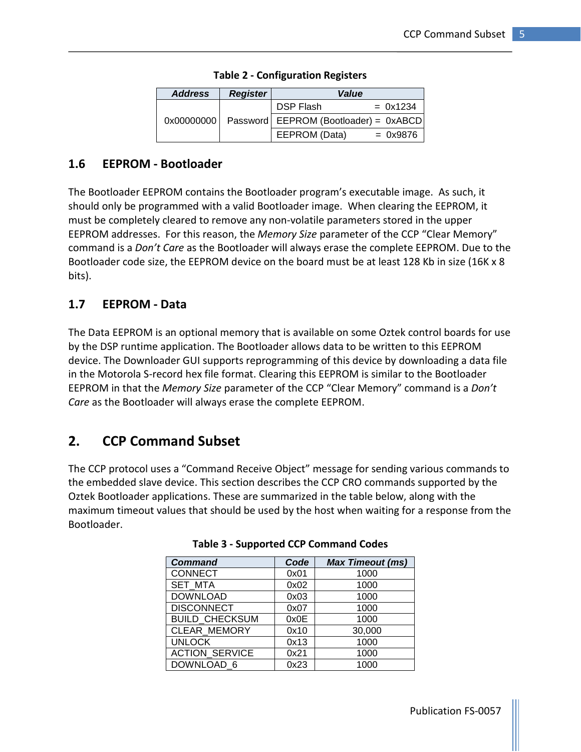**Table 2 - Configuration Registers**

| Address | Register | Value |
| --- | --- | --- |
| 0x00000000 | Password | DSP Flash = 0x1234 |
| | | EEPROM (Bootloader) = 0xABCD |
| | | EEPROM (Data) = 0x9876 |

### 1.6 EEPROM - Bootloader

The Bootloader EEPROM contains the Bootloader program's executable image. As such, it should only be programmed with a valid Bootloader image. When clearing the EEPROM, it must be completely cleared to remove any non-volatile parameters stored in the upper EEPROM addresses. For this reason, the *Memory Size* parameter of the CCP "Clear Memory" command is a *Don't Care* as the Bootloader will always erase the complete EEPROM. Due to the Bootloader code size, the EEPROM device on the board must be at least 128 Kb in size (16K x 8 bits).

### 1.7 EEPROM - Data

The Data EEPROM is an optional memory that is available on some Oztek control boards for use by the DSP runtime application. The Bootloader allows data to be written to this EEPROM device. The Downloader GUI supports reprogramming of this device by downloading a data file in the Motorola S-record hex file format. Clearing this EEPROM is similar to the Bootloader EEPROM in that the *Memory Size* parameter of the CCP "Clear Memory" command is a *Don't Care* as the Bootloader will always erase the complete EEPROM.

## 2. CCP Command Subset

The CCP protocol uses a "Command Receive Object" message for sending various commands to the embedded slave device. This section describes the CCP CRO commands supported by the Oztek Bootloader applications. These are summarized in the table below, along with the maximum timeout values that should be used by the host when waiting for a response from the Bootloader.

**Table 3 - Supported CCP Command Codes**

| Command | Code | Max Timeout (ms) |
| --- | --- | --- |
| CONNECT | 0x01 | 1000 |
| SET_MTA | 0x02 | 1000 |
| DOWNLOAD | 0x03 | 1000 |
| DISCONNECT | 0x07 | 1000 |
| BUILD_CHECKSUM | 0x0E | 1000 |
| CLEAR_MEMORY | 0x10 | 30,000 |
| UNLOCK | 0x13 | 1000 |
| ACTION_SERVICE | 0x21 | 1000 |
| DOWNLOAD_6 | 0x23 | 1000 |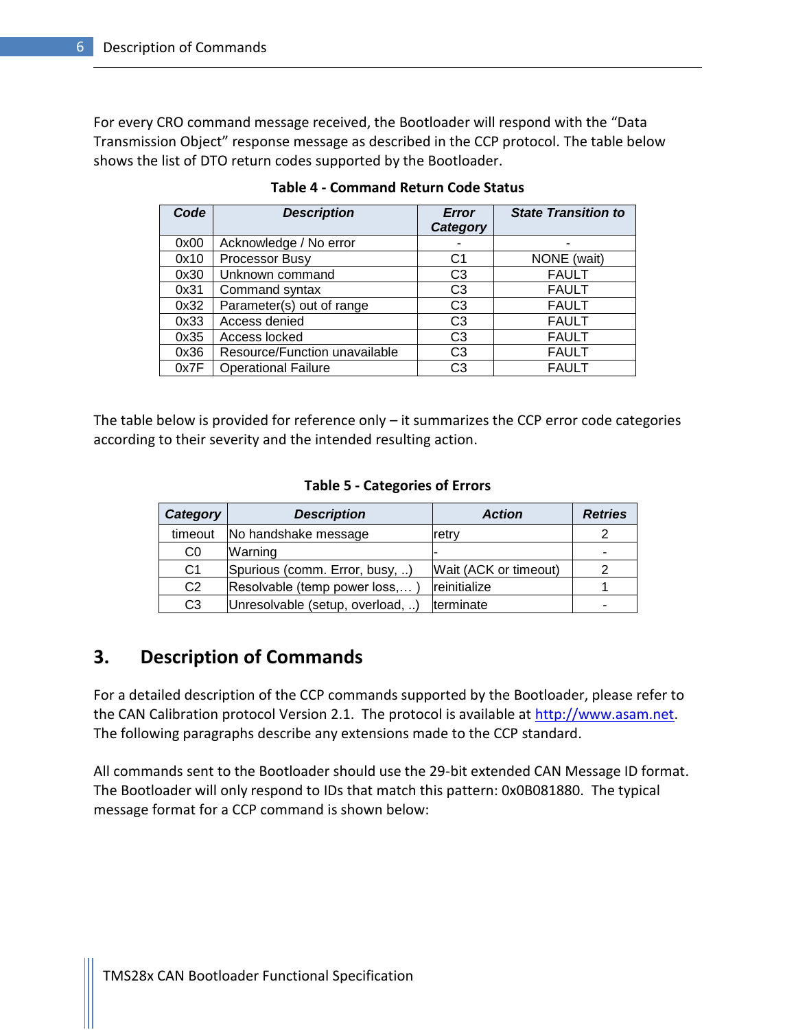For every CRO command message received, the Bootloader will respond with the "Data Transmission Object" response message as described in the CCP protocol. The table below shows the list of DTO return codes supported by the Bootloader.

**Table 4 - Command Return Code Status**

| Code | Description | Error Category | State Transition to |
|---|---|---|---|
| 0x00 | Acknowledge / No error | - | - |
| 0x10 | Processor Busy | C1 | NONE (wait) |
| 0x30 | Unknown command | C3 | FAULT |
| 0x31 | Command syntax | C3 | FAULT |
| 0x32 | Parameter(s) out of range | C3 | FAULT |
| 0x33 | Access denied | C3 | FAULT |
| 0x35 | Access locked | C3 | FAULT |
| 0x36 | Resource/Function unavailable | C3 | FAULT |
| 0x7F | Operational Failure | C3 | FAULT |

The table below is provided for reference only – it summarizes the CCP error code categories according to their severity and the intended resulting action.

**Table 5 - Categories of Errors**

| Category | Description | Action | Retries |
|---|---|---|---|
| timeout | No handshake message | retry | 2 |
| C0 | Warning | - | - |
| C1 | Spurious (comm. Error, busy, ..) | Wait (ACK or timeout) | 2 |
| C2 | Resolvable (temp power loss,… ) | reinitialize | 1 |
| C3 | Unresolvable (setup, overload, ..) | terminate | - |

# 3. Description of Commands

For a detailed description of the CCP commands supported by the Bootloader, please refer to the CAN Calibration protocol Version 2.1. The protocol is available at http://www.asam.net. The following paragraphs describe any extensions made to the CCP standard.

All commands sent to the Bootloader should use the 29-bit extended CAN Message ID format. The Bootloader will only respond to IDs that match this pattern: 0x0B081880. The typical message format for a CCP command is shown below: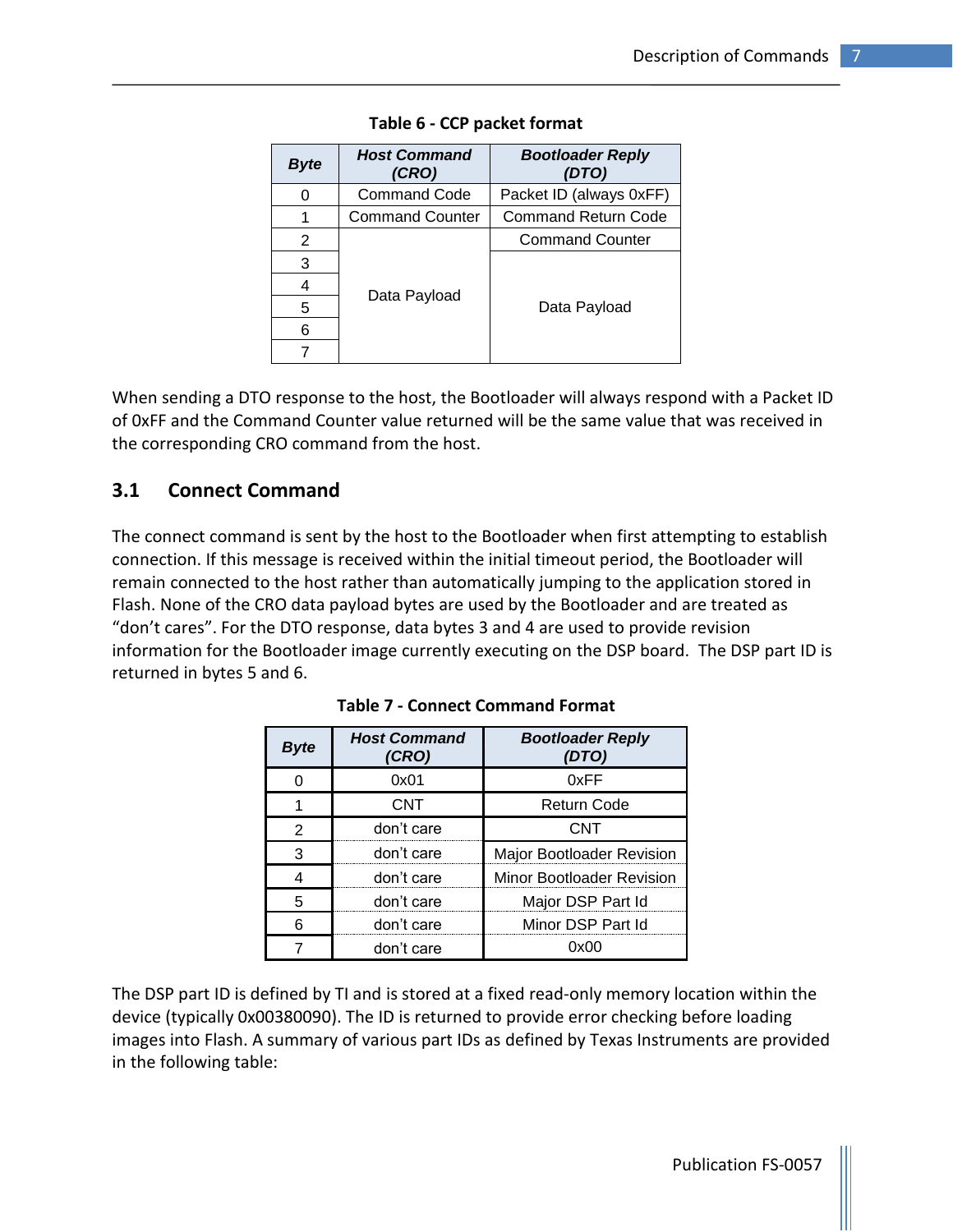**Table 6 - CCP packet format**

| Byte | Host Command (CRO) | Bootloader Reply (DTO) |
|---|---|---|
| 0 | Command Code | Packet ID (always 0xFF) |
| 1 | Command Counter | Command Return Code |
| 2 | Data Payload | Command Counter |
| 3 | | Data Payload |
| 4 | | |
| 5 | | |
| 6 | | |
| 7 | | |

When sending a DTO response to the host, the Bootloader will always respond with a Packet ID of 0xFF and the Command Counter value returned will be the same value that was received in the corresponding CRO command from the host.

## 3.1 Connect Command

The connect command is sent by the host to the Bootloader when first attempting to establish connection. If this message is received within the initial timeout period, the Bootloader will remain connected to the host rather than automatically jumping to the application stored in Flash. None of the CRO data payload bytes are used by the Bootloader and are treated as "don't cares". For the DTO response, data bytes 3 and 4 are used to provide revision information for the Bootloader image currently executing on the DSP board. The DSP part ID is returned in bytes 5 and 6.

**Table 7 - Connect Command Format**

| Byte | Host Command (CRO) | Bootloader Reply (DTO) |
|---|---|---|
| 0 | 0x01 | 0xFF |
| 1 | CNT | Return Code |
| 2 | don't care | CNT |
| 3 | don't care | Major Bootloader Revision |
| 4 | don't care | Minor Bootloader Revision |
| 5 | don't care | Major DSP Part Id |
| 6 | don't care | Minor DSP Part Id |
| 7 | don't care | 0x00 |

The DSP part ID is defined by TI and is stored at a fixed read-only memory location within the device (typically 0x00380090). The ID is returned to provide error checking before loading images into Flash. A summary of various part IDs as defined by Texas Instruments are provided in the following table: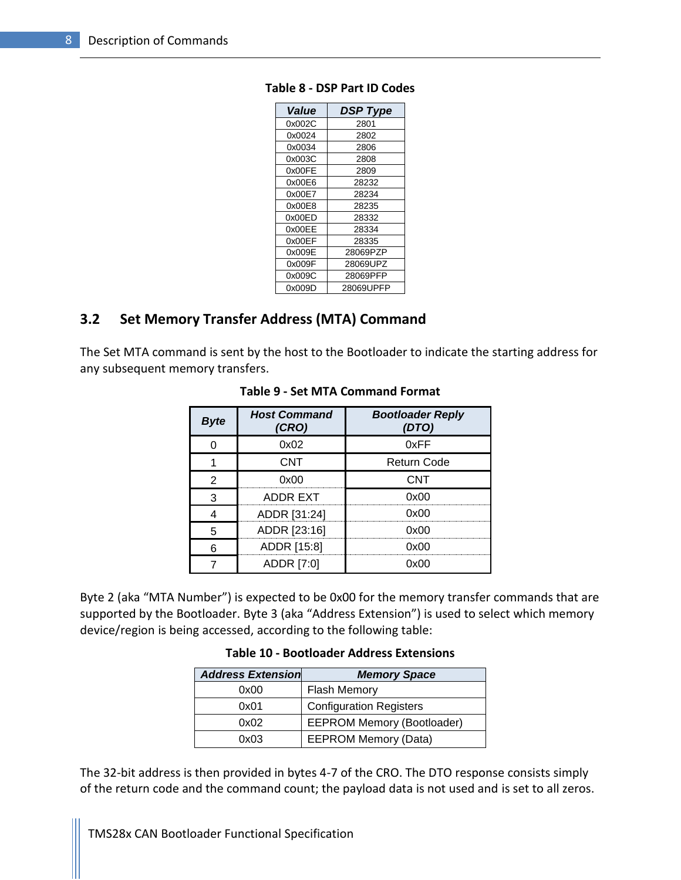**Table 8 - DSP Part ID Codes**

| Value | DSP Type |
| --- | --- |
| 0x002C | 2801 |
| 0x0024 | 2802 |
| 0x0034 | 2806 |
| 0x003C | 2808 |
| 0x00FE | 2809 |
| 0x00E6 | 28232 |
| 0x00E7 | 28234 |
| 0x00E8 | 28235 |
| 0x00ED | 28332 |
| 0x00EE | 28334 |
| 0x00EF | 28335 |
| 0x009E | 28069PZP |
| 0x009F | 28069UPZ |
| 0x009C | 28069PFP |
| 0x009D | 28069UPFP |

## 3.2 Set Memory Transfer Address (MTA) Command

The Set MTA command is sent by the host to the Bootloader to indicate the starting address for any subsequent memory transfers.

**Table 9 - Set MTA Command Format**

| Byte | Host Command (CRO) | Bootloader Reply (DTO) |
| --- | --- | --- |
| 0 | 0x02 | 0xFF |
| 1 | CNT | Return Code |
| 2 | 0x00 | CNT |
| 3 | ADDR EXT | 0x00 |
| 4 | ADDR [31:24] | 0x00 |
| 5 | ADDR [23:16] | 0x00 |
| 6 | ADDR [15:8] | 0x00 |
| 7 | ADDR [7:0] | 0x00 |

Byte 2 (aka "MTA Number") is expected to be 0x00 for the memory transfer commands that are supported by the Bootloader. Byte 3 (aka "Address Extension") is used to select which memory device/region is being accessed, according to the following table:

**Table 10 - Bootloader Address Extensions**

| Address Extension | Memory Space |
| --- | --- |
| 0x00 | Flash Memory |
| 0x01 | Configuration Registers |
| 0x02 | EEPROM Memory (Bootloader) |
| 0x03 | EEPROM Memory (Data) |

The 32-bit address is then provided in bytes 4-7 of the CRO. The DTO response consists simply of the return code and the command count; the payload data is not used and is set to all zeros.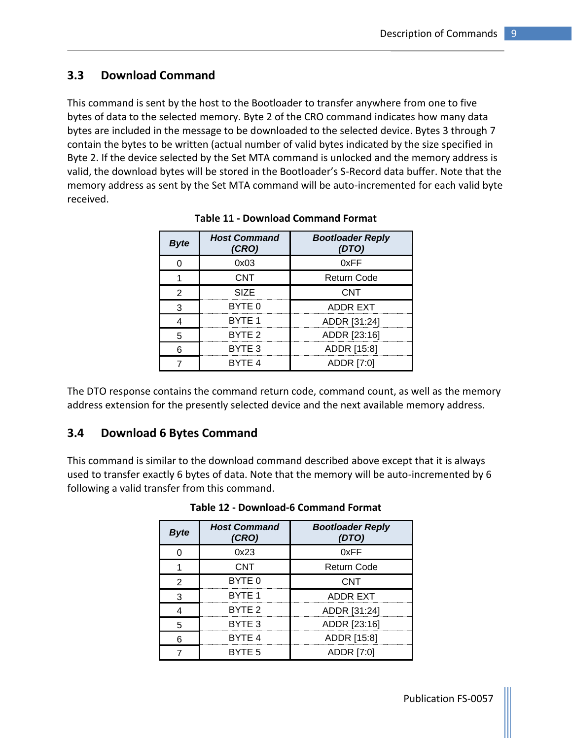## 3.3 Download Command

This command is sent by the host to the Bootloader to transfer anywhere from one to five bytes of data to the selected memory. Byte 2 of the CRO command indicates how many data bytes are included in the message to be downloaded to the selected device. Bytes 3 through 7 contain the bytes to be written (actual number of valid bytes indicated by the size specified in Byte 2. If the device selected by the Set MTA command is unlocked and the memory address is valid, the download bytes will be stored in the Bootloader's S-Record data buffer. Note that the memory address as sent by the Set MTA command will be auto-incremented for each valid byte received.

**Table 11 - Download Command Format**

| *Byte* | *Host Command (CRO)* | *Bootloader Reply (DTO)* |
|---|---|---|
| 0 | 0x03 | 0xFF |
| 1 | CNT | Return Code |
| 2 | SIZE | CNT |
| 3 | BYTE 0 | ADDR EXT |
| 4 | BYTE 1 | ADDR [31:24] |
| 5 | BYTE 2 | ADDR [23:16] |
| 6 | BYTE 3 | ADDR [15:8] |
| 7 | BYTE 4 | ADDR [7:0] |

The DTO response contains the command return code, command count, as well as the memory address extension for the presently selected device and the next available memory address.

## 3.4 Download 6 Bytes Command

This command is similar to the download command described above except that it is always used to transfer exactly 6 bytes of data. Note that the memory will be auto-incremented by 6 following a valid transfer from this command.

**Table 12 - Download-6 Command Format**

| *Byte* | *Host Command (CRO)* | *Bootloader Reply (DTO)* |
|---|---|---|
| 0 | 0x23 | 0xFF |
| 1 | CNT | Return Code |
| 2 | BYTE 0 | CNT |
| 3 | BYTE 1 | ADDR EXT |
| 4 | BYTE 2 | ADDR [31:24] |
| 5 | BYTE 3 | ADDR [23:16] |
| 6 | BYTE 4 | ADDR [15:8] |
| 7 | BYTE 5 | ADDR [7:0] |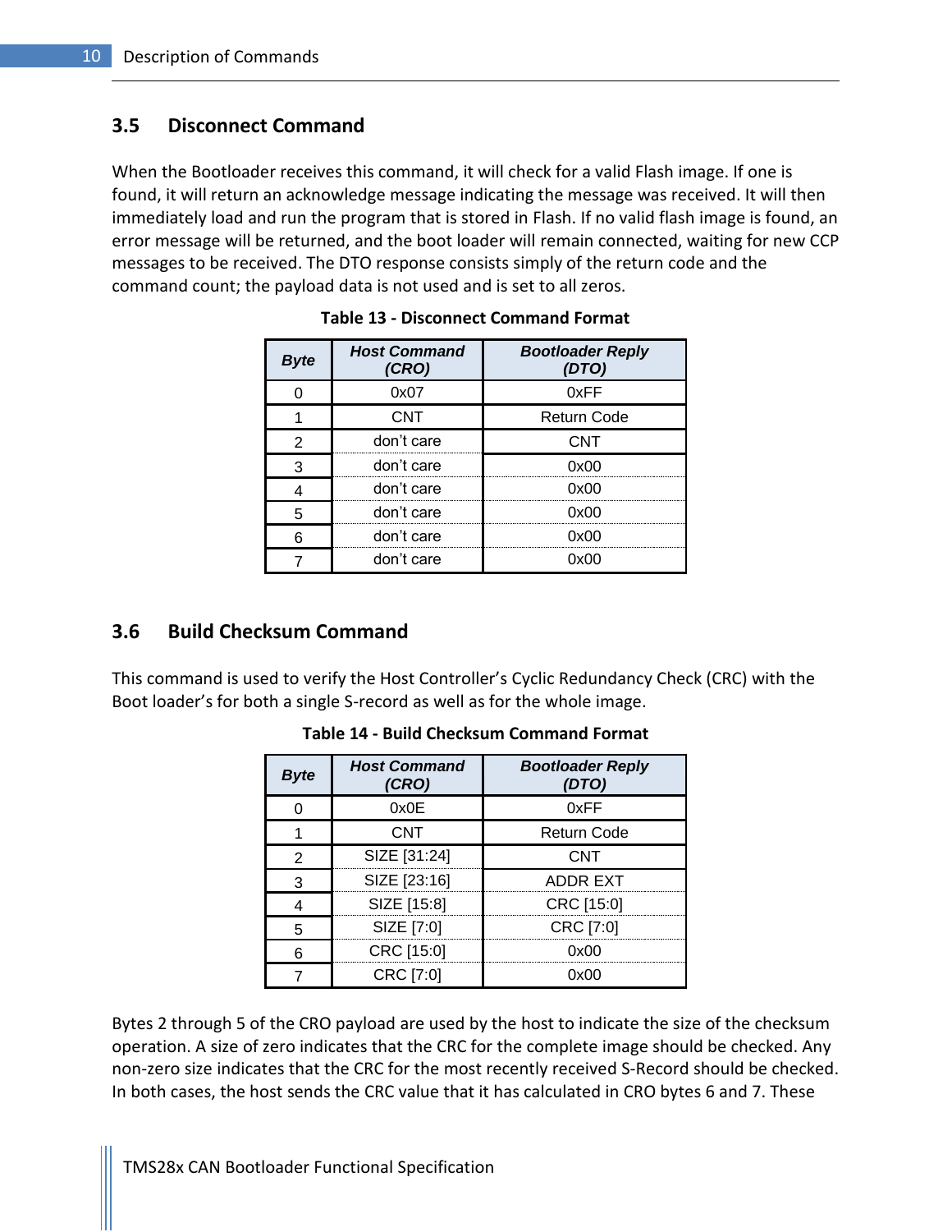## 3.5 Disconnect Command

When the Bootloader receives this command, it will check for a valid Flash image. If one is found, it will return an acknowledge message indicating the message was received. It will then immediately load and run the program that is stored in Flash. If no valid flash image is found, an error message will be returned, and the boot loader will remain connected, waiting for new CCP messages to be received. The DTO response consists simply of the return code and the command count; the payload data is not used and is set to all zeros.

**Table 13 - Disconnect Command Format**

| *Byte* | *Host Command (CRO)* | *Bootloader Reply (DTO)* |
|---|---|---|
| 0 | 0x07 | 0xFF |
| 1 | CNT | Return Code |
| 2 | don't care | CNT |
| 3 | don't care | 0x00 |
| 4 | don't care | 0x00 |
| 5 | don't care | 0x00 |
| 6 | don't care | 0x00 |
| 7 | don't care | 0x00 |

## 3.6 Build Checksum Command

This command is used to verify the Host Controller's Cyclic Redundancy Check (CRC) with the Boot loader's for both a single S-record as well as for the whole image.

**Table 14 - Build Checksum Command Format**

| *Byte* | *Host Command (CRO)* | *Bootloader Reply (DTO)* |
|---|---|---|
| 0 | 0x0E | 0xFF |
| 1 | CNT | Return Code |
| 2 | SIZE [31:24] | CNT |
| 3 | SIZE [23:16] | ADDR EXT |
| 4 | SIZE [15:8] | CRC [15:0] |
| 5 | SIZE [7:0] | CRC [7:0] |
| 6 | CRC [15:0] | 0x00 |
| 7 | CRC [7:0] | 0x00 |

Bytes 2 through 5 of the CRO payload are used by the host to indicate the size of the checksum operation. A size of zero indicates that the CRC for the complete image should be checked. Any non-zero size indicates that the CRC for the most recently received S-Record should be checked. In both cases, the host sends the CRC value that it has calculated in CRO bytes 6 and 7. These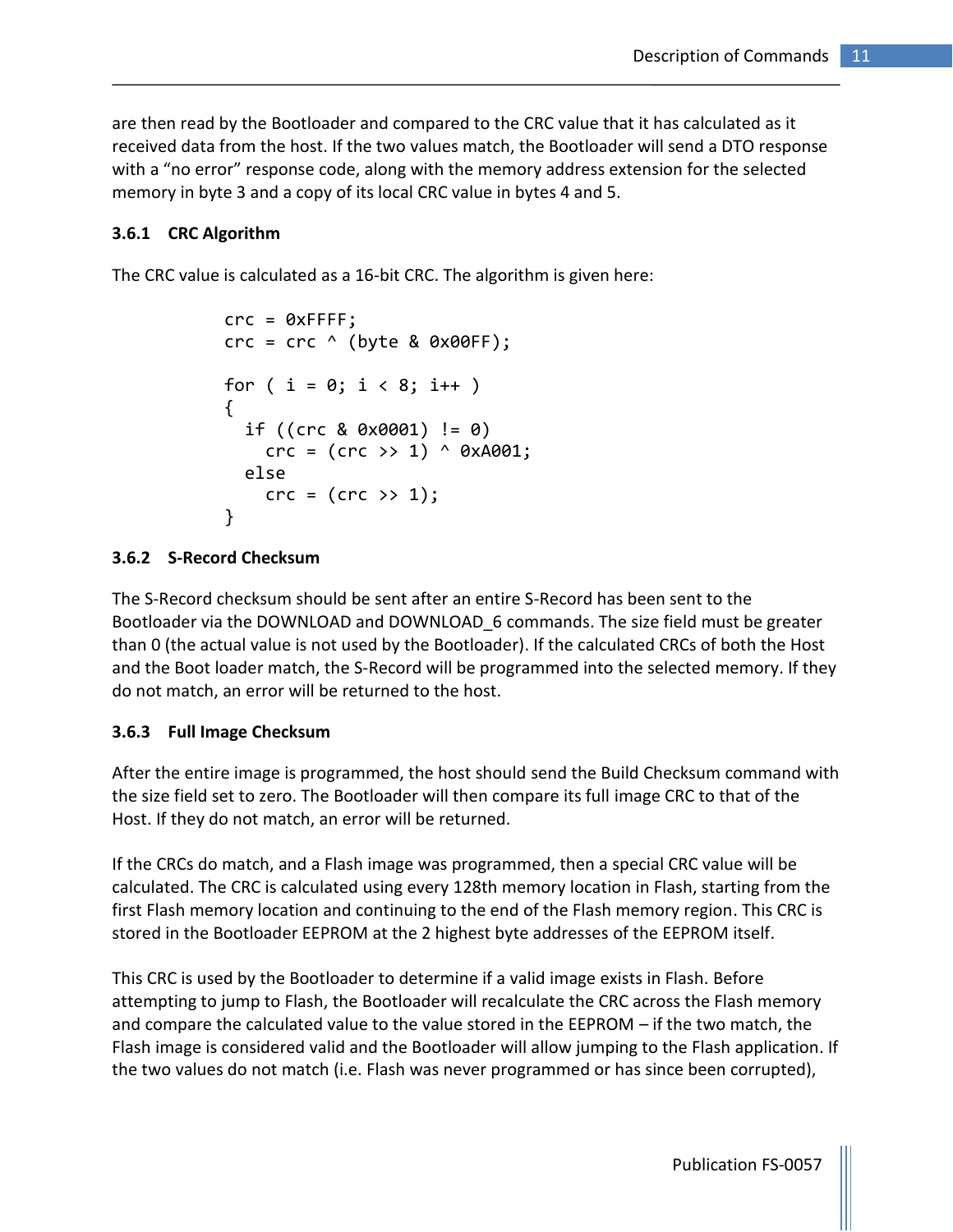are then read by the Bootloader and compared to the CRC value that it has calculated as it received data from the host. If the two values match, the Bootloader will send a DTO response with a “no error” response code, along with the memory address extension for the selected memory in byte 3 and a copy of its local CRC value in bytes 4 and 5.

### 3.6.1 CRC Algorithm

The CRC value is calculated as a 16-bit CRC. The algorithm is given here:

```
crc = 0xFFFF;
crc = crc ^ (byte & 0x00FF);

for ( i = 0; i < 8; i++ )
{
  if ((crc & 0x0001) != 0)
    crc = (crc >> 1) ^ 0xA001;
  else
    crc = (crc >> 1);
}
```

### 3.6.2 S-Record Checksum

The S-Record checksum should be sent after an entire S-Record has been sent to the Bootloader via the DOWNLOAD and DOWNLOAD_6 commands. The size field must be greater than 0 (the actual value is not used by the Bootloader). If the calculated CRCs of both the Host and the Boot loader match, the S-Record will be programmed into the selected memory. If they do not match, an error will be returned to the host.

### 3.6.3 Full Image Checksum

After the entire image is programmed, the host should send the Build Checksum command with the size field set to zero. The Bootloader will then compare its full image CRC to that of the Host. If they do not match, an error will be returned.

If the CRCs do match, and a Flash image was programmed, then a special CRC value will be calculated. The CRC is calculated using every 128th memory location in Flash, starting from the first Flash memory location and continuing to the end of the Flash memory region. This CRC is stored in the Bootloader EEPROM at the 2 highest byte addresses of the EEPROM itself.

This CRC is used by the Bootloader to determine if a valid image exists in Flash. Before attempting to jump to Flash, the Bootloader will recalculate the CRC across the Flash memory and compare the calculated value to the value stored in the EEPROM – if the two match, the Flash image is considered valid and the Bootloader will allow jumping to the Flash application. If the two values do not match (i.e. Flash was never programmed or has since been corrupted),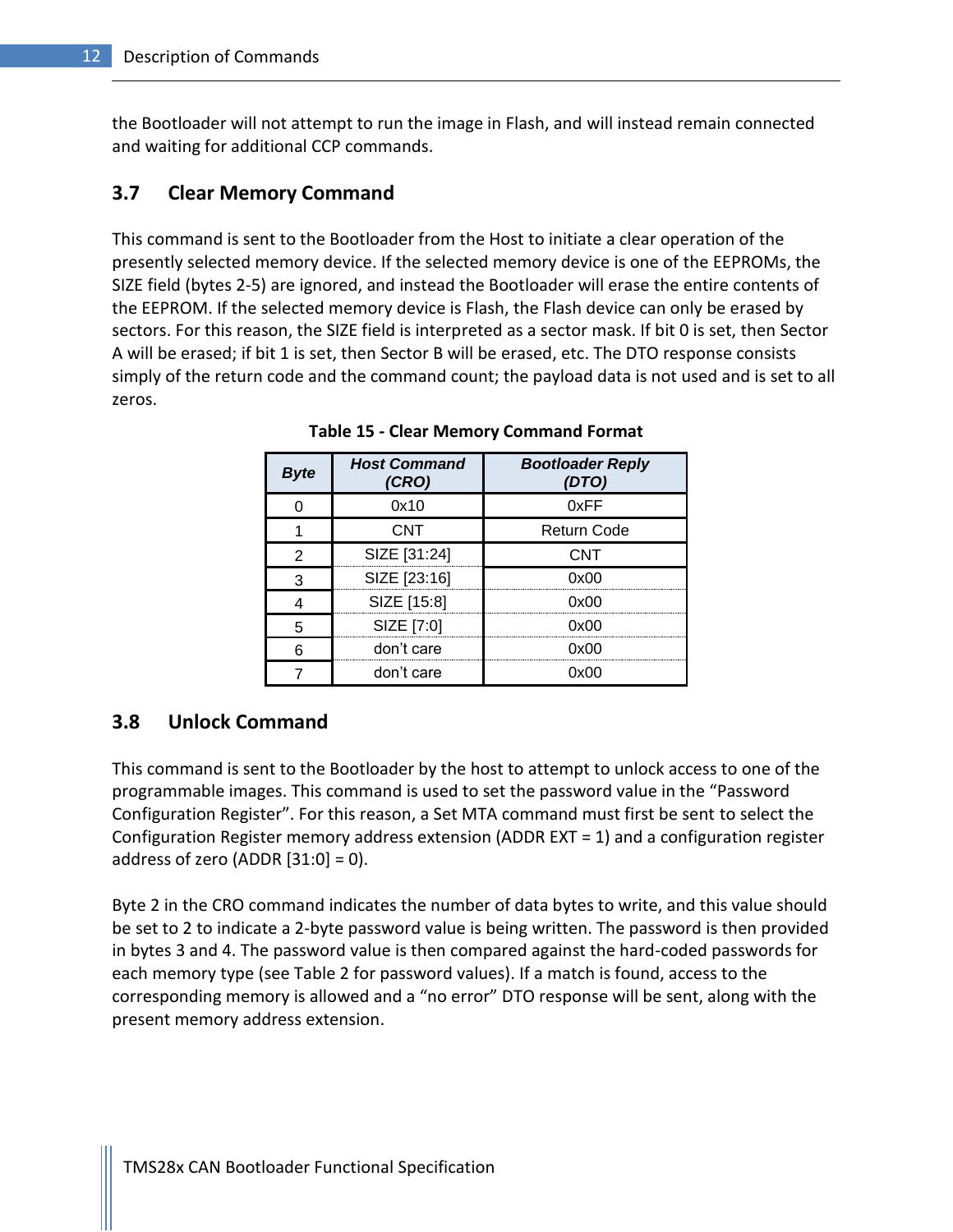the Bootloader will not attempt to run the image in Flash, and will instead remain connected and waiting for additional CCP commands.

## 3.7 Clear Memory Command

This command is sent to the Bootloader from the Host to initiate a clear operation of the presently selected memory device. If the selected memory device is one of the EEPROMs, the SIZE field (bytes 2-5) are ignored, and instead the Bootloader will erase the entire contents of the EEPROM. If the selected memory device is Flash, the Flash device can only be erased by sectors. For this reason, the SIZE field is interpreted as a sector mask. If bit 0 is set, then Sector A will be erased; if bit 1 is set, then Sector B will be erased, etc. The DTO response consists simply of the return code and the command count; the payload data is not used and is set to all zeros.

**Table 15 - Clear Memory Command Format**

| *Byte* | *Host Command (CRO)* | *Bootloader Reply (DTO)* |
|---|---|---|
| 0 | 0x10 | 0xFF |
| 1 | CNT | Return Code |
| 2 | SIZE [31:24] | CNT |
| 3 | SIZE [23:16] | 0x00 |
| 4 | SIZE [15:8] | 0x00 |
| 5 | SIZE [7:0] | 0x00 |
| 6 | don't care | 0x00 |
| 7 | don't care | 0x00 |

## 3.8 Unlock Command

This command is sent to the Bootloader by the host to attempt to unlock access to one of the programmable images. This command is used to set the password value in the "Password Configuration Register". For this reason, a Set MTA command must first be sent to select the Configuration Register memory address extension (ADDR EXT = 1) and a configuration register address of zero (ADDR [31:0] = 0).

Byte 2 in the CRO command indicates the number of data bytes to write, and this value should be set to 2 to indicate a 2-byte password value is being written. The password is then provided in bytes 3 and 4. The password value is then compared against the hard-coded passwords for each memory type (see Table 2 for password values). If a match is found, access to the corresponding memory is allowed and a "no error" DTO response will be sent, along with the present memory address extension.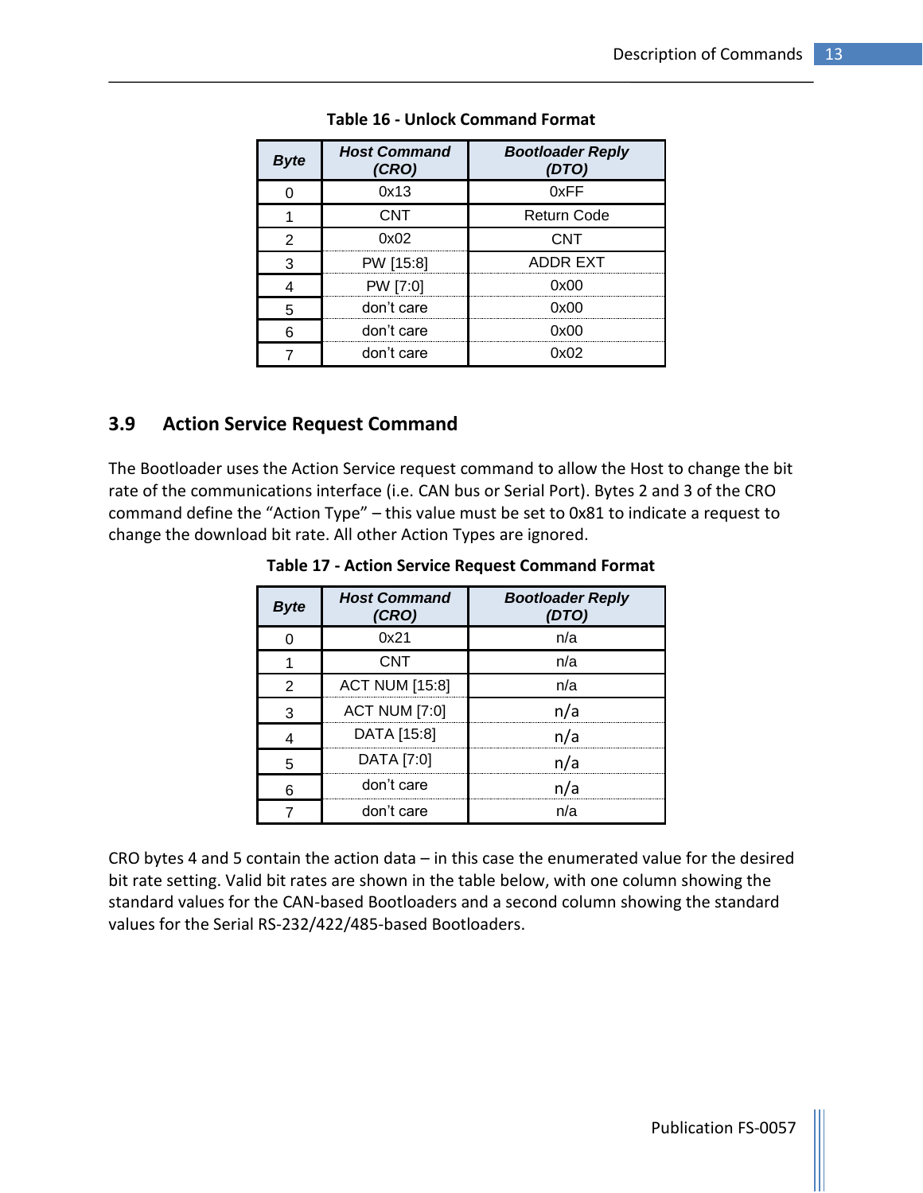**Table 16 - Unlock Command Format**

| Byte | *Host Command (CRO)* | *Bootloader Reply (DTO)* |
|---|---|---|
| 0 | 0x13 | 0xFF |
| 1 | CNT | Return Code |
| 2 | 0x02 | CNT |
| 3 | PW [15:8] | ADDR EXT |
| 4 | PW [7:0] | 0x00 |
| 5 | don't care | 0x00 |
| 6 | don't care | 0x00 |
| 7 | don't care | 0x02 |

## 3.9 Action Service Request Command

The Bootloader uses the Action Service request command to allow the Host to change the bit rate of the communications interface (i.e. CAN bus or Serial Port). Bytes 2 and 3 of the CRO command define the "Action Type" – this value must be set to 0x81 to indicate a request to change the download bit rate. All other Action Types are ignored.

**Table 17 - Action Service Request Command Format**

| Byte | *Host Command (CRO)* | *Bootloader Reply (DTO)* |
|---|---|---|
| 0 | 0x21 | n/a |
| 1 | CNT | n/a |
| 2 | ACT NUM [15:8] | n/a |
| 3 | ACT NUM [7:0] | n/a |
| 4 | DATA [15:8] | n/a |
| 5 | DATA [7:0] | n/a |
| 6 | don't care | n/a |
| 7 | don't care | n/a |

CRO bytes 4 and 5 contain the action data – in this case the enumerated value for the desired bit rate setting. Valid bit rates are shown in the table below, with one column showing the standard values for the CAN-based Bootloaders and a second column showing the standard values for the Serial RS-232/422/485-based Bootloaders.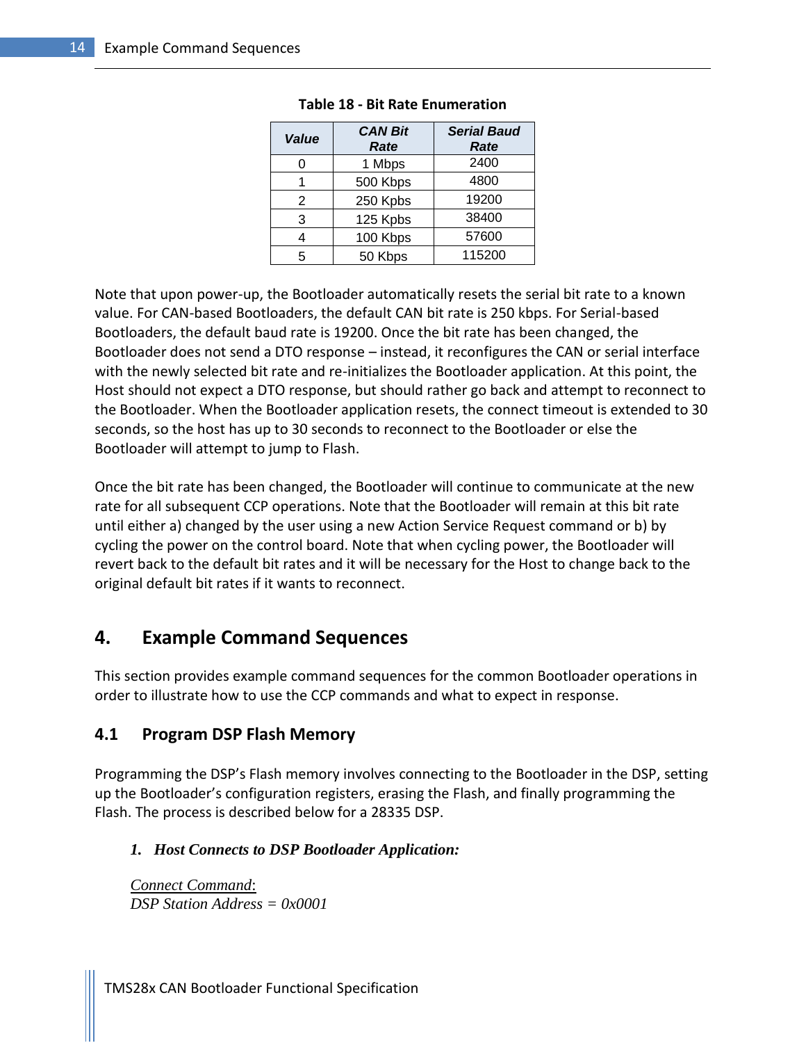**Table 18 - Bit Rate Enumeration**

| Value | CAN Bit Rate | Serial Baud Rate |
| --- | --- | --- |
| 0 | 1 Mbps | 2400 |
| 1 | 500 Kbps | 4800 |
| 2 | 250 Kpbs | 19200 |
| 3 | 125 Kpbs | 38400 |
| 4 | 100 Kbps | 57600 |
| 5 | 50 Kbps | 115200 |

Note that upon power-up, the Bootloader automatically resets the serial bit rate to a known value. For CAN-based Bootloaders, the default CAN bit rate is 250 kbps. For Serial-based Bootloaders, the default baud rate is 19200. Once the bit rate has been changed, the Bootloader does not send a DTO response – instead, it reconfigures the CAN or serial interface with the newly selected bit rate and re-initializes the Bootloader application. At this point, the Host should not expect a DTO response, but should rather go back and attempt to reconnect to the Bootloader. When the Bootloader application resets, the connect timeout is extended to 30 seconds, so the host has up to 30 seconds to reconnect to the Bootloader or else the Bootloader will attempt to jump to Flash.

Once the bit rate has been changed, the Bootloader will continue to communicate at the new rate for all subsequent CCP operations. Note that the Bootloader will remain at this bit rate until either a) changed by the user using a new Action Service Request command or b) by cycling the power on the control board. Note that when cycling power, the Bootloader will revert back to the default bit rates and it will be necessary for the Host to change back to the original default bit rates if it wants to reconnect.

# 4. Example Command Sequences

This section provides example command sequences for the common Bootloader operations in order to illustrate how to use the CCP commands and what to expect in response.

## 4.1 Program DSP Flash Memory

Programming the DSP's Flash memory involves connecting to the Bootloader in the DSP, setting up the Bootloader's configuration registers, erasing the Flash, and finally programming the Flash. The process is described below for a 28335 DSP.

1. ***Host Connects to DSP Bootloader Application:***

   *Connect Command:*
   *DSP Station Address = 0x0001*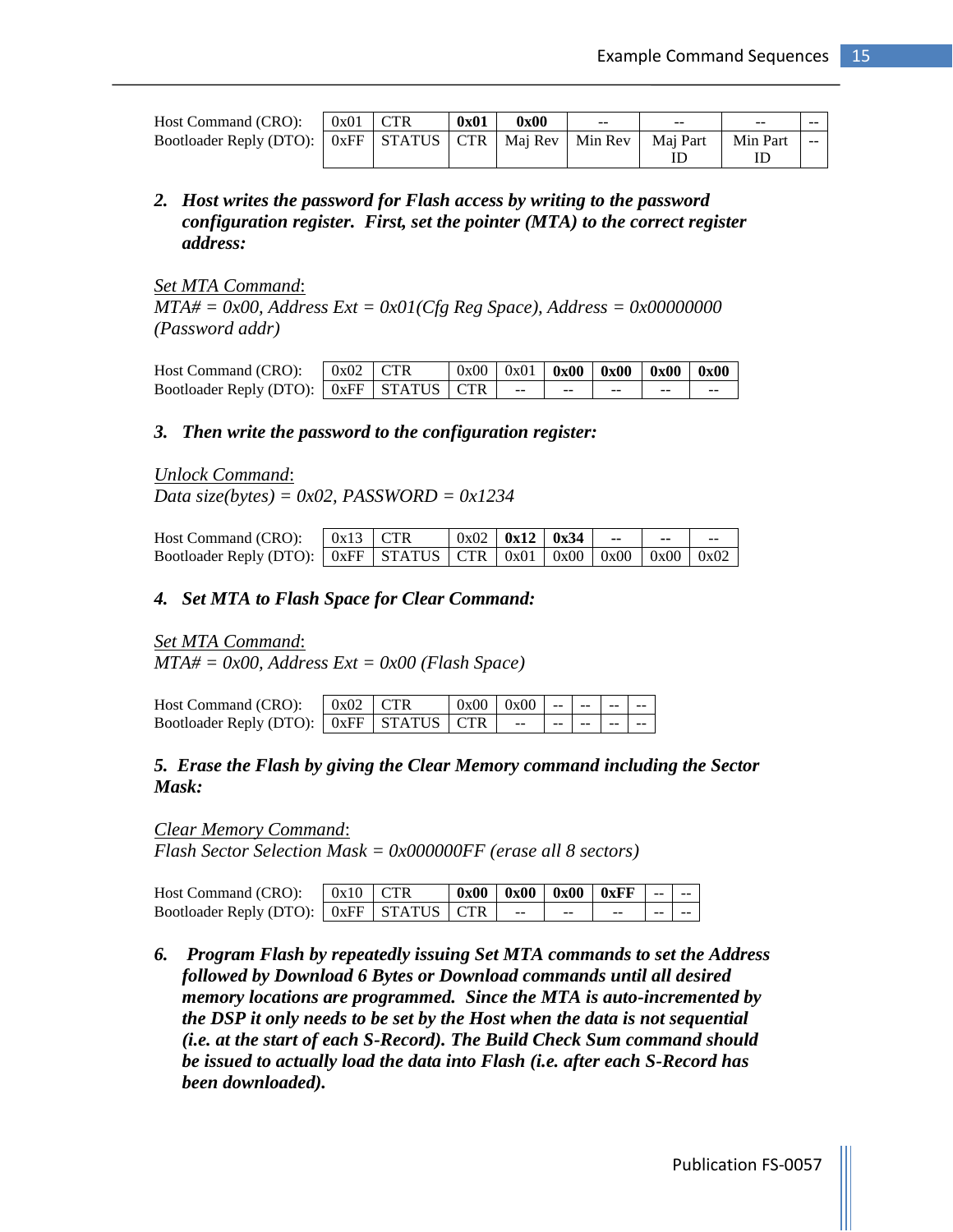| | | | | | | | | |
|---|---|---|---|---|---|---|---|---|
| Host Command (CRO): | 0x01 | CTR | **0x01** | **0x00** | -- | -- | -- | -- |
| Bootloader Reply (DTO): | 0xFF | STATUS | CTR | Maj Rev | Min Rev | Maj Part ID | Min Part ID | -- |

2. ***Host writes the password for Flash access by writing to the password configuration register. First, set the pointer (MTA) to the correct register address:***

*<u>Set MTA Command</u>:*
*MTA# = 0x00, Address Ext = 0x01(Cfg Reg Space), Address = 0x00000000 (Password addr)*

| | | | | | | | | |
|---|---|---|---|---|---|---|---|---|
| Host Command (CRO): | 0x02 | CTR | 0x00 | 0x01 | **0x00** | **0x00** | **0x00** | **0x00** |
| Bootloader Reply (DTO): | 0xFF | STATUS | CTR | -- | -- | -- | -- | -- |

3. ***Then write the password to the configuration register:***

*<u>Unlock Command</u>:*
*Data size(bytes) = 0x02, PASSWORD = 0x1234*

| | | | | | | | | |
|---|---|---|---|---|---|---|---|---|
| Host Command (CRO): | 0x13 | CTR | 0x02 | **0x12** | **0x34** | **--** | **--** | -- |
| Bootloader Reply (DTO): | 0xFF | STATUS | CTR | 0x01 | 0x00 | 0x00 | 0x00 | 0x02 |

4. ***Set MTA to Flash Space for Clear Command:***

*<u>Set MTA Command</u>:*
*MTA# = 0x00, Address Ext = 0x00 (Flash Space)*

| | | | | | | | | |
|---|---|---|---|---|---|---|---|---|
| Host Command (CRO): | 0x02 | CTR | 0x00 | 0x00 | -- | -- | -- | -- |
| Bootloader Reply (DTO): | 0xFF | STATUS | CTR | -- | -- | -- | -- | -- |

5. ***Erase the Flash by giving the Clear Memory command including the Sector Mask:***

*<u>Clear Memory Command</u>:*
*Flash Sector Selection Mask = 0x000000FF (erase all 8 sectors)*

| | | | | | | | | |
|---|---|---|---|---|---|---|---|---|
| Host Command (CRO): | 0x10 | CTR | **0x00** | **0x00** | **0x00** | **0xFF** | -- | -- |
| Bootloader Reply (DTO): | 0xFF | STATUS | CTR | -- | -- | -- | -- | -- |

6. ***Program Flash by repeatedly issuing Set MTA commands to set the Address followed by Download 6 Bytes or Download commands until all desired memory locations are programmed. Since the MTA is auto-incremented by the DSP it only needs to be set by the Host when the data is not sequential (i.e. at the start of each S-Record). The Build Check Sum command should be issued to actually load the data into Flash (i.e. after each S-Record has been downloaded).***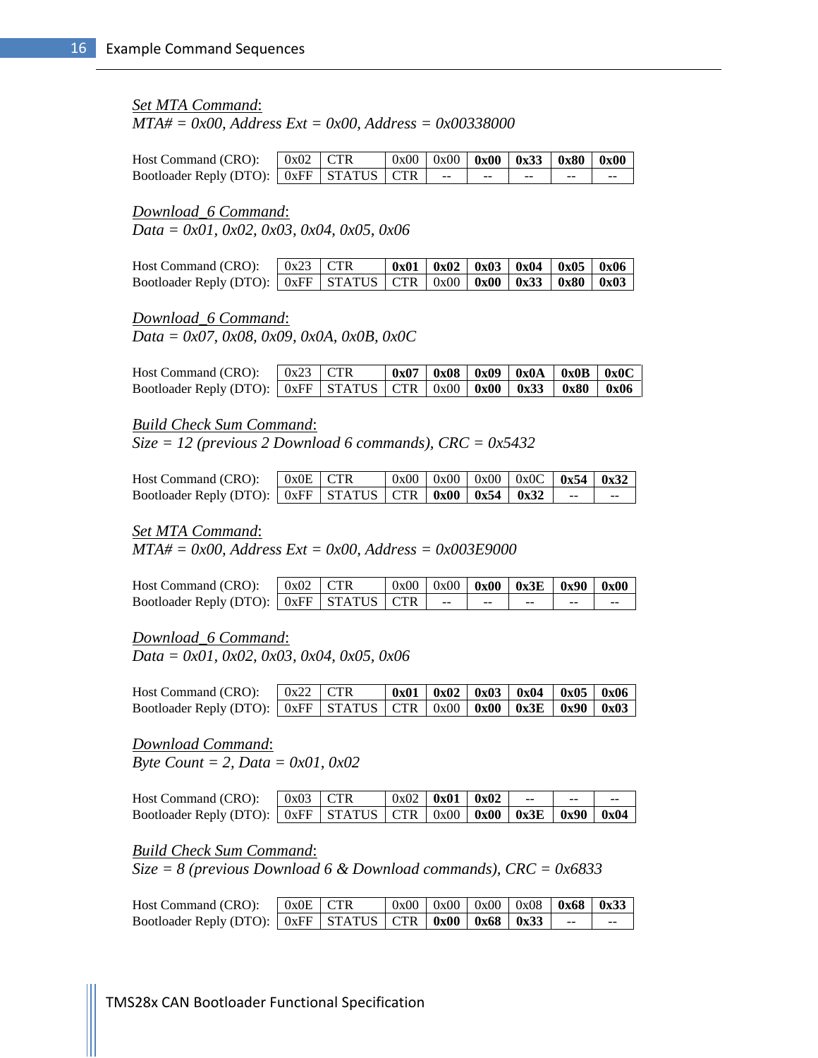*Set MTA Command*:
*MTA# = 0x00, Address Ext = 0x00, Address = 0x00338000*

| | | | | | | | | |
|---|---|---|---|---|---|---|---|---|
| Host Command (CRO): | 0x02 | CTR | 0x00 | 0x00 | **0x00** | **0x33** | **0x80** | **0x00** |
| Bootloader Reply (DTO): | 0xFF | STATUS | CTR | -- | -- | -- | -- | -- |

*Download_6 Command*:
*Data = 0x01, 0x02, 0x03, 0x04, 0x05, 0x06*

| | | | | | | | | |
|---|---|---|---|---|---|---|---|---|
| Host Command (CRO): | 0x23 | CTR | **0x01** | **0x02** | **0x03** | **0x04** | **0x05** | **0x06** |
| Bootloader Reply (DTO): | 0xFF | STATUS | CTR | 0x00 | **0x00** | **0x33** | **0x80** | **0x03** |

*Download_6 Command*:
*Data = 0x07, 0x08, 0x09, 0x0A, 0x0B, 0x0C*

| | | | | | | | | |
|---|---|---|---|---|---|---|---|---|
| Host Command (CRO): | 0x23 | CTR | **0x07** | **0x08** | **0x09** | **0x0A** | **0x0B** | **0x0C** |
| Bootloader Reply (DTO): | 0xFF | STATUS | CTR | 0x00 | **0x00** | **0x33** | **0x80** | **0x06** |

*Build Check Sum Command*:
*Size = 12 (previous 2 Download 6 commands), CRC = 0x5432*

| | | | | | | | | |
|---|---|---|---|---|---|---|---|---|
| Host Command (CRO): | 0x0E | CTR | 0x00 | 0x00 | 0x00 | 0x0C | **0x54** | **0x32** |
| Bootloader Reply (DTO): | 0xFF | STATUS | CTR | **0x00** | **0x54** | **0x32** | -- | -- |

*Set MTA Command*:
*MTA# = 0x00, Address Ext = 0x00, Address = 0x003E9000*

| | | | | | | | | |
|---|---|---|---|---|---|---|---|---|
| Host Command (CRO): | 0x02 | CTR | 0x00 | 0x00 | **0x00** | **0x3E** | **0x90** | **0x00** |
| Bootloader Reply (DTO): | 0xFF | STATUS | CTR | -- | -- | -- | -- | -- |

*Download_6 Command*:
*Data = 0x01, 0x02, 0x03, 0x04, 0x05, 0x06*

| | | | | | | | | |
|---|---|---|---|---|---|---|---|---|
| Host Command (CRO): | 0x22 | CTR | **0x01** | **0x02** | **0x03** | **0x04** | **0x05** | **0x06** |
| Bootloader Reply (DTO): | 0xFF | STATUS | CTR | 0x00 | **0x00** | **0x3E** | **0x90** | **0x03** |

*Download Command*:
*Byte Count = 2, Data = 0x01, 0x02*

| | | | | | | | | |
|---|---|---|---|---|---|---|---|---|
| Host Command (CRO): | 0x03 | CTR | 0x02 | **0x01** | **0x02** | -- | -- | -- |
| Bootloader Reply (DTO): | 0xFF | STATUS | CTR | 0x00 | **0x00** | **0x3E** | **0x90** | **0x04** |

*Build Check Sum Command*:
*Size = 8 (previous Download 6 & Download commands), CRC = 0x6833*

| | | | | | | | | |
|---|---|---|---|---|---|---|---|---|
| Host Command (CRO): | 0x0E | CTR | 0x00 | 0x00 | 0x00 | 0x08 | **0x68** | **0x33** |
| Bootloader Reply (DTO): | 0xFF | STATUS | CTR | **0x00** | **0x68** | **0x33** | -- | -- |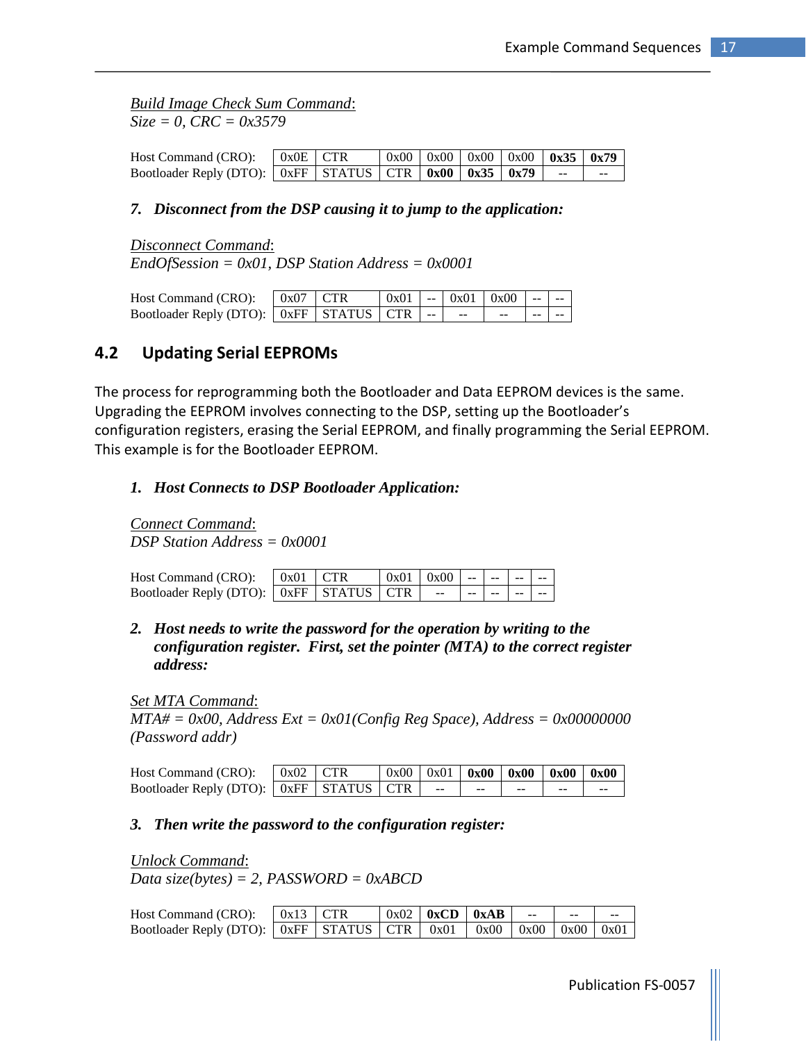*Build Image Check Sum Command*:
*Size = 0, CRC = 0x3579*

| | | | | | | | | | |
|---|---|---|---|---|---|---|---|---|---|
| Host Command (CRO): | 0x0E | CTR | 0x00 | 0x00 | 0x00 | 0x00 | **0x35** | **0x79** |
| Bootloader Reply (DTO): | 0xFF | STATUS | CTR | **0x00** | **0x35** | **0x79** | -- | -- |

7. ***Disconnect from the DSP causing it to jump to the application:***

*Disconnect Command*:
*EndOfSession = 0x01, DSP Station Address = 0x0001*

| | | | | | | | | |
|---|---|---|---|---|---|---|---|---|
| Host Command (CRO): | 0x07 | CTR | 0x01 | -- | 0x01 | 0x00 | -- | -- |
| Bootloader Reply (DTO): | 0xFF | STATUS | CTR | -- | -- | -- | -- | -- |

## 4.2 Updating Serial EEPROMs

The process for reprogramming both the Bootloader and Data EEPROM devices is the same. Upgrading the EEPROM involves connecting to the DSP, setting up the Bootloader's configuration registers, erasing the Serial EEPROM, and finally programming the Serial EEPROM. This example is for the Bootloader EEPROM.

1. ***Host Connects to DSP Bootloader Application:***

*Connect Command*:
*DSP Station Address = 0x0001*

| | | | | | | | | |
|---|---|---|---|---|---|---|---|---|
| Host Command (CRO): | 0x01 | CTR | 0x01 | 0x00 | -- | -- | -- | -- |
| Bootloader Reply (DTO): | 0xFF | STATUS | CTR | -- | -- | -- | -- | -- |

2. ***Host needs to write the password for the operation by writing to the configuration register. First, set the pointer (MTA) to the correct register address:***

*Set MTA Command*:
*MTA# = 0x00, Address Ext = 0x01(Config Reg Space), Address = 0x00000000 (Password addr)*

| | | | | | | | | |
|---|---|---|---|---|---|---|---|---|
| Host Command (CRO): | 0x02 | CTR | 0x00 | 0x01 | **0x00** | **0x00** | **0x00** | **0x00** |
| Bootloader Reply (DTO): | 0xFF | STATUS | CTR | -- | -- | -- | -- | -- |

3. ***Then write the password to the configuration register:***

*Unlock Command*:
*Data size(bytes) = 2, PASSWORD = 0xABCD*

| | | | | | | | | |
|---|---|---|---|---|---|---|---|---|
| Host Command (CRO): | 0x13 | CTR | 0x02 | **0xCD** | **0xAB** | -- | -- | -- |
| Bootloader Reply (DTO): | 0xFF | STATUS | CTR | 0x01 | 0x00 | 0x00 | 0x00 | 0x01 |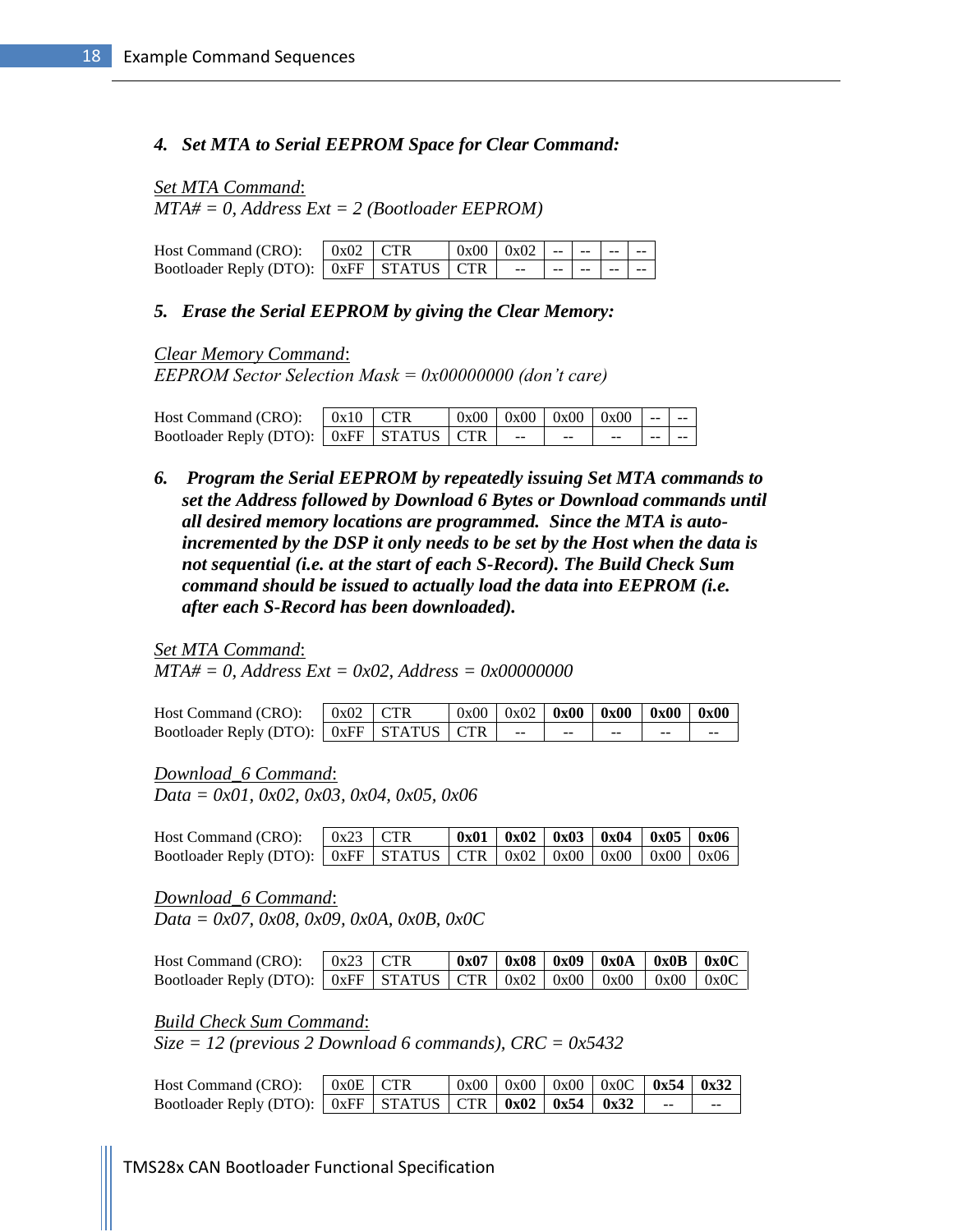4. ***Set MTA to Serial EEPROM Space for Clear Command:***

*Set MTA Command:*
*MTA# = 0, Address Ext = 2 (Bootloader EEPROM)*

| | | | | | | | | |
|---|---|---|---|---|---|---|---|---|
| Host Command (CRO): | 0x02 | CTR | 0x00 | 0x02 | -- | -- | -- | -- |
| Bootloader Reply (DTO): | 0xFF | STATUS | CTR | -- | -- | -- | -- | -- |

5. ***Erase the Serial EEPROM by giving the Clear Memory:***

*Clear Memory Command:*
*EEPROM Sector Selection Mask = 0x00000000 (don't care)*

| | | | | | | | | |
|---|---|---|---|---|---|---|---|---|
| Host Command (CRO): | 0x10 | CTR | 0x00 | 0x00 | 0x00 | 0x00 | -- | -- |
| Bootloader Reply (DTO): | 0xFF | STATUS | CTR | -- | -- | -- | -- | -- |

6. ***Program the Serial EEPROM by repeatedly issuing Set MTA commands to set the Address followed by Download 6 Bytes or Download commands until all desired memory locations are programmed. Since the MTA is auto-incremented by the DSP it only needs to be set by the Host when the data is not sequential (i.e. at the start of each S-Record). The Build Check Sum command should be issued to actually load the data into EEPROM (i.e. after each S-Record has been downloaded).***

*Set MTA Command:*
*MTA# = 0, Address Ext = 0x02, Address = 0x00000000*

| | | | | | | | | |
|---|---|---|---|---|---|---|---|---|
| Host Command (CRO): | 0x02 | CTR | 0x00 | 0x02 | **0x00** | **0x00** | **0x00** | **0x00** |
| Bootloader Reply (DTO): | 0xFF | STATUS | CTR | -- | -- | -- | -- | -- |

*Download_6 Command:*
*Data = 0x01, 0x02, 0x03, 0x04, 0x05, 0x06*

| | | | | | | | | |
|---|---|---|---|---|---|---|---|---|
| Host Command (CRO): | 0x23 | CTR | **0x01** | **0x02** | **0x03** | **0x04** | **0x05** | **0x06** |
| Bootloader Reply (DTO): | 0xFF | STATUS | CTR | 0x02 | 0x00 | 0x00 | 0x00 | 0x06 |

*Download_6 Command:*
*Data = 0x07, 0x08, 0x09, 0x0A, 0x0B, 0x0C*

| | | | | | | | | |
|---|---|---|---|---|---|---|---|---|
| Host Command (CRO): | 0x23 | CTR | **0x07** | **0x08** | **0x09** | **0x0A** | **0x0B** | **0x0C** |
| Bootloader Reply (DTO): | 0xFF | STATUS | CTR | 0x02 | 0x00 | 0x00 | 0x00 | 0x0C |

*Build Check Sum Command:*
*Size = 12 (previous 2 Download 6 commands), CRC = 0x5432*

| | | | | | | | | |
|---|---|---|---|---|---|---|---|---|
| Host Command (CRO): | 0x0E | CTR | 0x00 | 0x00 | 0x00 | 0x0C | **0x54** | **0x32** |
| Bootloader Reply (DTO): | 0xFF | STATUS | CTR | **0x02** | **0x54** | **0x32** | -- | -- |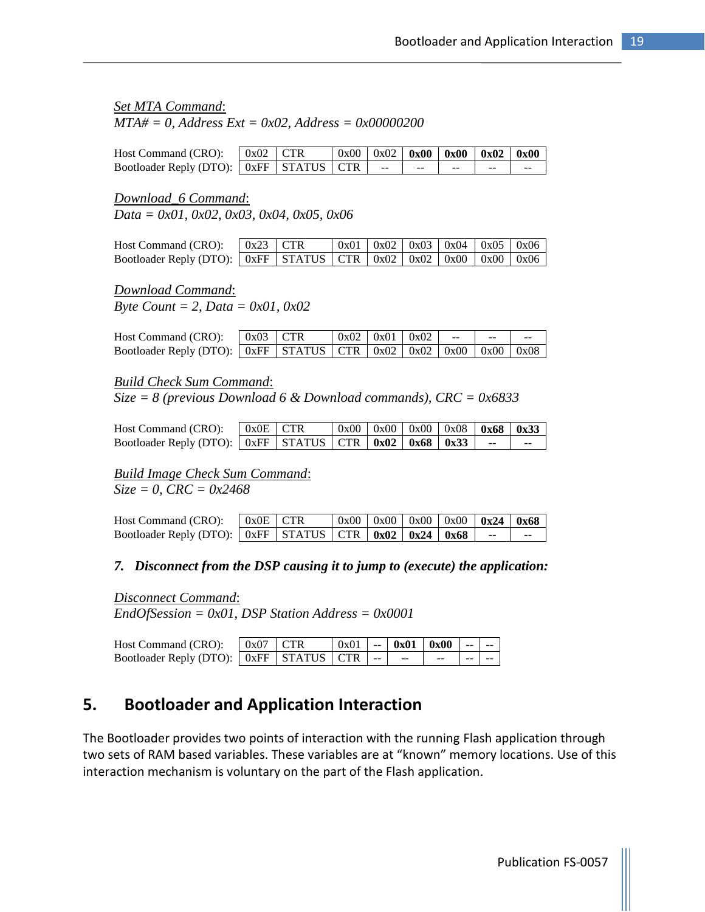*Set MTA Command*:
*MTA# = 0, Address Ext = 0x02, Address = 0x00000200*

| | | | | | | | | |
|---|---|---|---|---|---|---|---|---|
| Host Command (CRO): | 0x02 | CTR | 0x00 | 0x02 | **0x00** | **0x00** | **0x02** | **0x00** |
| Bootloader Reply (DTO): | 0xFF | STATUS | CTR | -- | -- | -- | -- | -- |

*Download_6 Command*:
*Data = 0x01, 0x02, 0x03, 0x04, 0x05, 0x06*

| | | | | | | | | |
|---|---|---|---|---|---|---|---|---|
| Host Command (CRO): | 0x23 | CTR | 0x01 | 0x02 | 0x03 | 0x04 | 0x05 | 0x06 |
| Bootloader Reply (DTO): | 0xFF | STATUS | CTR | 0x02 | 0x02 | 0x00 | 0x00 | 0x06 |

*Download Command*:
*Byte Count = 2, Data = 0x01, 0x02*

| | | | | | | | | |
|---|---|---|---|---|---|---|---|---|
| Host Command (CRO): | 0x03 | CTR | 0x02 | 0x01 | 0x02 | -- | -- | -- |
| Bootloader Reply (DTO): | 0xFF | STATUS | CTR | 0x02 | 0x02 | 0x00 | 0x00 | 0x08 |

*Build Check Sum Command*:
*Size = 8 (previous Download 6 & Download commands), CRC = 0x6833*

| | | | | | | | | |
|---|---|---|---|---|---|---|---|---|
| Host Command (CRO): | 0x0E | CTR | 0x00 | 0x00 | 0x00 | 0x08 | **0x68** | **0x33** |
| Bootloader Reply (DTO): | 0xFF | STATUS | CTR | **0x02** | **0x68** | **0x33** | -- | -- |

*Build Image Check Sum Command*:
*Size = 0, CRC = 0x2468*

| | | | | | | | | |
|---|---|---|---|---|---|---|---|---|
| Host Command (CRO): | 0x0E | CTR | 0x00 | 0x00 | 0x00 | 0x00 | **0x24** | **0x68** |
| Bootloader Reply (DTO): | 0xFF | STATUS | CTR | **0x02** | **0x24** | **0x68** | -- | -- |

7. ***Disconnect from the DSP causing it to jump to (execute) the application:***

*Disconnect Command*:
*EndOfSession = 0x01, DSP Station Address = 0x0001*

| | | | | | | | | |
|---|---|---|---|---|---|---|---|---|
| Host Command (CRO): | 0x07 | CTR | 0x01 | -- | **0x01** | **0x00** | -- | -- |
| Bootloader Reply (DTO): | 0xFF | STATUS | CTR | -- | -- | -- | -- | -- |

# 5. Bootloader and Application Interaction

The Bootloader provides two points of interaction with the running Flash application through two sets of RAM based variables. These variables are at “known” memory locations. Use of this interaction mechanism is voluntary on the part of the Flash application.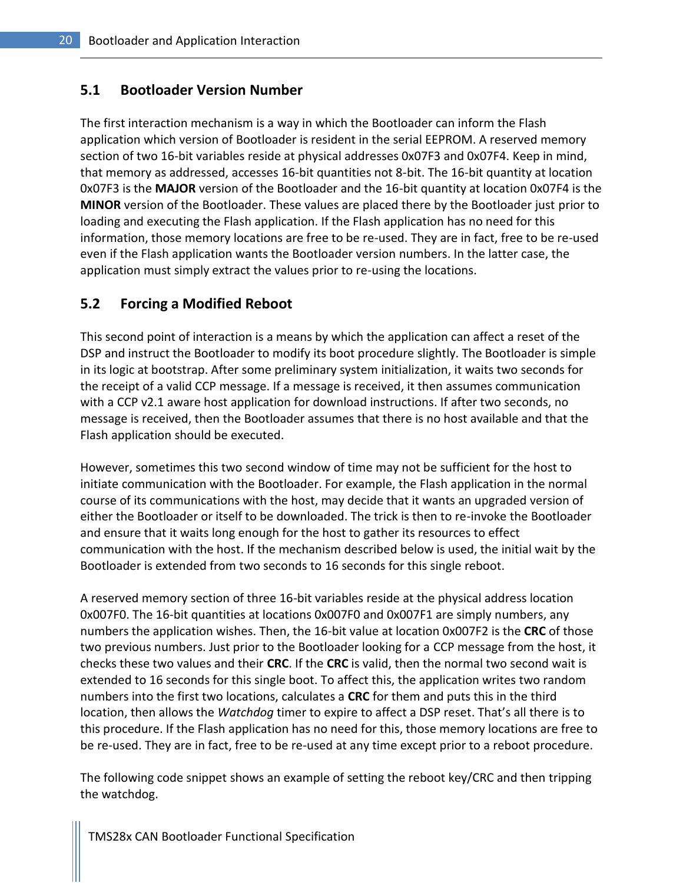## 5.1 Bootloader Version Number

The first interaction mechanism is a way in which the Bootloader can inform the Flash application which version of Bootloader is resident in the serial EEPROM. A reserved memory section of two 16-bit variables reside at physical addresses 0x07F3 and 0x07F4. Keep in mind, that memory as addressed, accesses 16-bit quantities not 8-bit. The 16-bit quantity at location 0x07F3 is the **MAJOR** version of the Bootloader and the 16-bit quantity at location 0x07F4 is the **MINOR** version of the Bootloader. These values are placed there by the Bootloader just prior to loading and executing the Flash application. If the Flash application has no need for this information, those memory locations are free to be re-used. They are in fact, free to be re-used even if the Flash application wants the Bootloader version numbers. In the latter case, the application must simply extract the values prior to re-using the locations.

## 5.2 Forcing a Modified Reboot

This second point of interaction is a means by which the application can affect a reset of the DSP and instruct the Bootloader to modify its boot procedure slightly. The Bootloader is simple in its logic at bootstrap. After some preliminary system initialization, it waits two seconds for the receipt of a valid CCP message. If a message is received, it then assumes communication with a CCP v2.1 aware host application for download instructions. If after two seconds, no message is received, then the Bootloader assumes that there is no host available and that the Flash application should be executed.

However, sometimes this two second window of time may not be sufficient for the host to initiate communication with the Bootloader. For example, the Flash application in the normal course of its communications with the host, may decide that it wants an upgraded version of either the Bootloader or itself to be downloaded. The trick is then to re-invoke the Bootloader and ensure that it waits long enough for the host to gather its resources to effect communication with the host. If the mechanism described below is used, the initial wait by the Bootloader is extended from two seconds to 16 seconds for this single reboot.

A reserved memory section of three 16-bit variables reside at the physical address location 0x007F0. The 16-bit quantities at locations 0x007F0 and 0x007F1 are simply numbers, any numbers the application wishes. Then, the 16-bit value at location 0x007F2 is the **CRC** of those two previous numbers. Just prior to the Bootloader looking for a CCP message from the host, it checks these two values and their **CRC**. If the **CRC** is valid, then the normal two second wait is extended to 16 seconds for this single boot. To affect this, the application writes two random numbers into the first two locations, calculates a **CRC** for them and puts this in the third location, then allows the *Watchdog* timer to expire to affect a DSP reset. That's all there is to this procedure. If the Flash application has no need for this, those memory locations are free to be re-used. They are in fact, free to be re-used at any time except prior to a reboot procedure.

The following code snippet shows an example of setting the reboot key/CRC and then tripping the watchdog.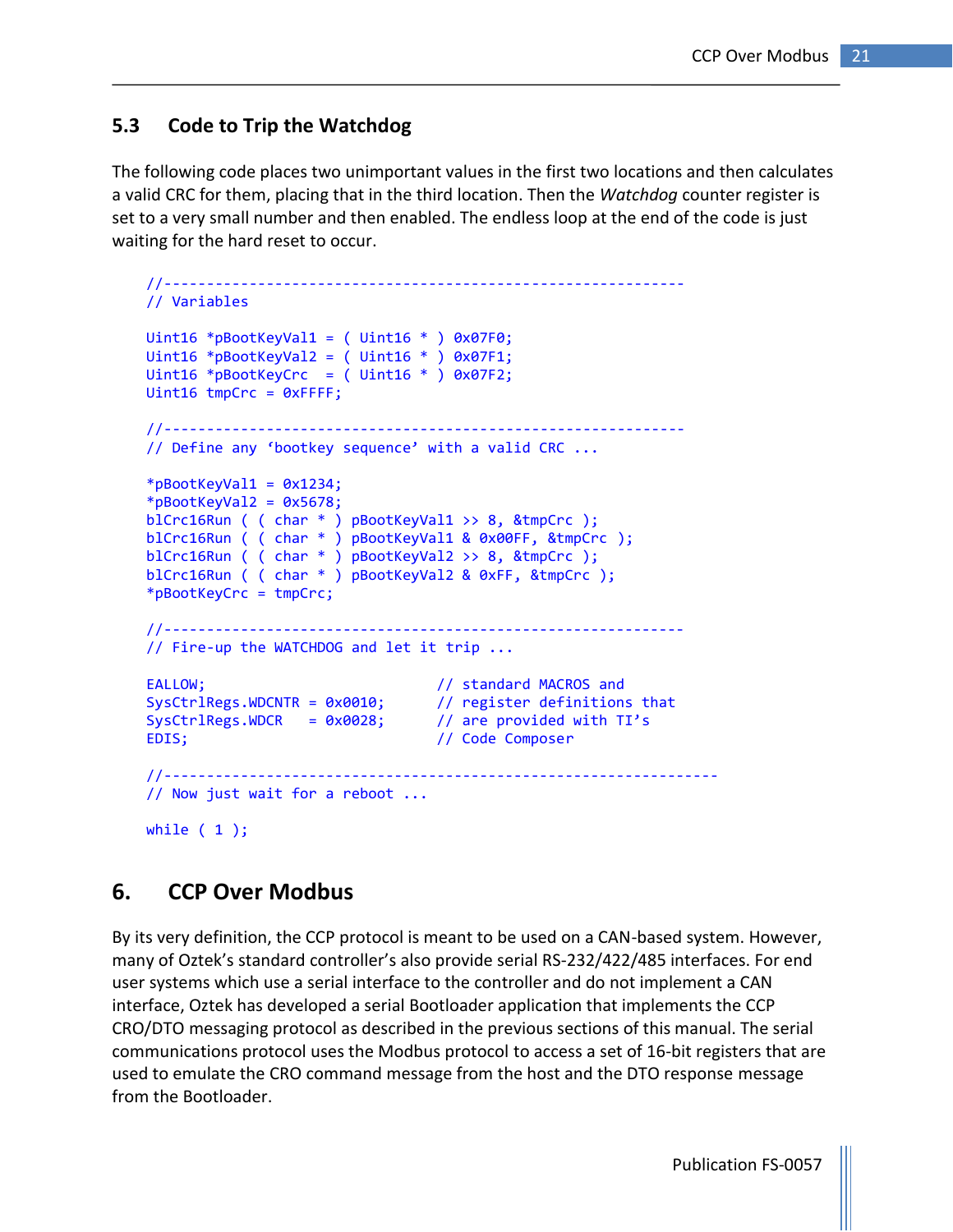## 5.3 Code to Trip the Watchdog

The following code places two unimportant values in the first two locations and then calculates a valid CRC for them, placing that in the third location. Then the *Watchdog* counter register is set to a very small number and then enabled. The endless loop at the end of the code is just waiting for the hard reset to occur.

```
//-----------------------------------------------------------
// Variables

Uint16 *pBootKeyVal1 = ( Uint16 * ) 0x07F0;
Uint16 *pBootKeyVal2 = ( Uint16 * ) 0x07F1;
Uint16 *pBootKeyCrc  = ( Uint16 * ) 0x07F2;
Uint16 tmpCrc = 0xFFFF;

//-----------------------------------------------------------
// Define any ‘bootkey sequence’ with a valid CRC ...

*pBootKeyVal1 = 0x1234;
*pBootKeyVal2 = 0x5678;
blCrc16Run ( ( char * ) pBootKeyVal1 >> 8, &tmpCrc );
blCrc16Run ( ( char * ) pBootKeyVal1 & 0x00FF, &tmpCrc );
blCrc16Run ( ( char * ) pBootKeyVal2 >> 8, &tmpCrc );
blCrc16Run ( ( char * ) pBootKeyVal2 & 0xFF, &tmpCrc );
*pBootKeyCrc = tmpCrc;

//-----------------------------------------------------------
// Fire-up the WATCHDOG and let it trip ...

EALLOW;                          // standard MACROS and
SysCtrlRegs.WDCNTR = 0x0010;     // register definitions that
SysCtrlRegs.WDCR   = 0x0028;     // are provided with TI’s
EDIS;                            // Code Composer

//---------------------------------------------------------------
// Now just wait for a reboot ...

while ( 1 );
```

# 6. CCP Over Modbus

By its very definition, the CCP protocol is meant to be used on a CAN-based system. However, many of Oztek’s standard controller’s also provide serial RS-232/422/485 interfaces. For end user systems which use a serial interface to the controller and do not implement a CAN interface, Oztek has developed a serial Bootloader application that implements the CCP CRO/DTO messaging protocol as described in the previous sections of this manual. The serial communications protocol uses the Modbus protocol to access a set of 16-bit registers that are used to emulate the CRO command message from the host and the DTO response message from the Bootloader.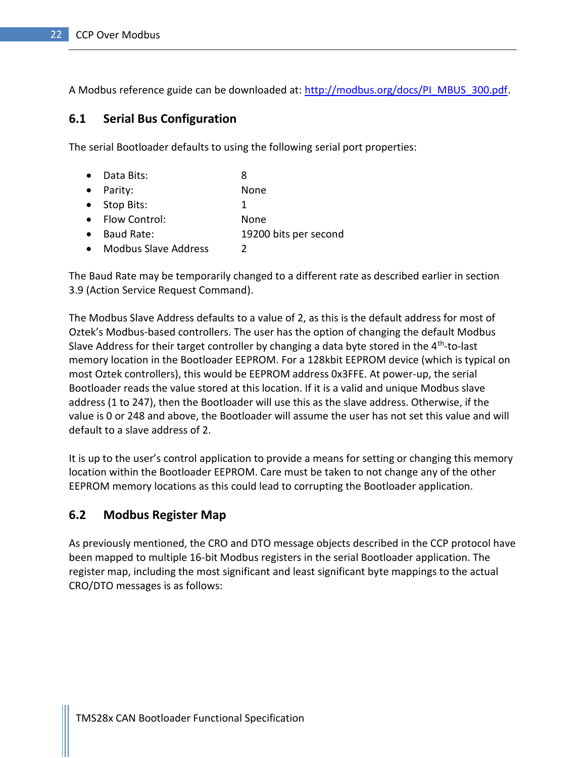A Modbus reference guide can be downloaded at: http://modbus.org/docs/PI_MBUS_300.pdf.

## 6.1 Serial Bus Configuration

The serial Bootloader defaults to using the following serial port properties:

- Data Bits: 8
- Parity: None
- Stop Bits: 1
- Flow Control: None
- Baud Rate: 19200 bits per second
- Modbus Slave Address 2

The Baud Rate may be temporarily changed to a different rate as described earlier in section 3.9 (Action Service Request Command).

The Modbus Slave Address defaults to a value of 2, as this is the default address for most of Oztek's Modbus-based controllers. The user has the option of changing the default Modbus Slave Address for their target controller by changing a data byte stored in the 4$^{th}$-to-last memory location in the Bootloader EEPROM. For a 128kbit EEPROM device (which is typical on most Oztek controllers), this would be EEPROM address 0x3FFE. At power-up, the serial Bootloader reads the value stored at this location. If it is a valid and unique Modbus slave address (1 to 247), then the Bootloader will use this as the slave address. Otherwise, if the value is 0 or 248 and above, the Bootloader will assume the user has not set this value and will default to a slave address of 2.

It is up to the user's control application to provide a means for setting or changing this memory location within the Bootloader EEPROM. Care must be taken to not change any of the other EEPROM memory locations as this could lead to corrupting the Bootloader application.

## 6.2 Modbus Register Map

As previously mentioned, the CRO and DTO message objects described in the CCP protocol have been mapped to multiple 16-bit Modbus registers in the serial Bootloader application. The register map, including the most significant and least significant byte mappings to the actual CRO/DTO messages is as follows: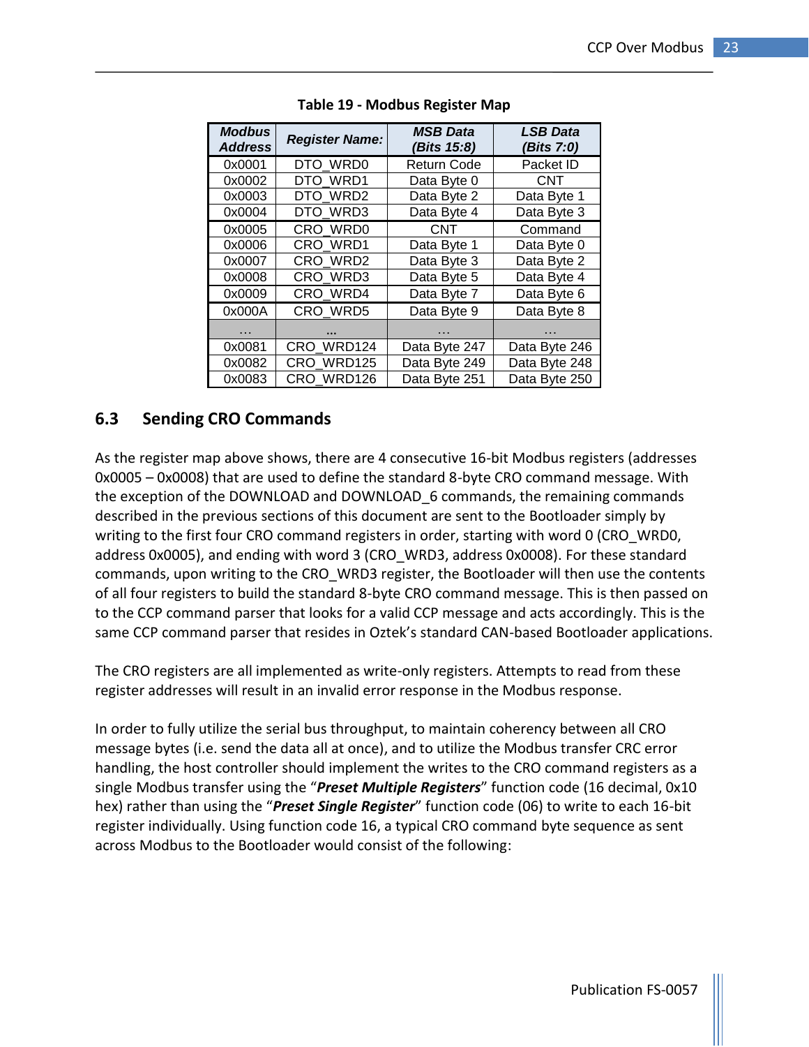**Table 19 - Modbus Register Map**

| *Modbus Address* | *Register Name:* | *MSB Data (Bits 15:8)* | *LSB Data (Bits 7:0)* |
|---|---|---|---|
| 0x0001 | DTO_WRD0 | Return Code | Packet ID |
| 0x0002 | DTO_WRD1 | Data Byte 0 | CNT |
| 0x0003 | DTO_WRD2 | Data Byte 2 | Data Byte 1 |
| 0x0004 | DTO_WRD3 | Data Byte 4 | Data Byte 3 |
| 0x0005 | CRO_WRD0 | CNT | Command |
| 0x0006 | CRO_WRD1 | Data Byte 1 | Data Byte 0 |
| 0x0007 | CRO_WRD2 | Data Byte 3 | Data Byte 2 |
| 0x0008 | CRO_WRD3 | Data Byte 5 | Data Byte 4 |
| 0x0009 | CRO_WRD4 | Data Byte 7 | Data Byte 6 |
| 0x000A | CRO_WRD5 | Data Byte 9 | Data Byte 8 |
| … | … | … | … |
| 0x0081 | CRO_WRD124 | Data Byte 247 | Data Byte 246 |
| 0x0082 | CRO_WRD125 | Data Byte 249 | Data Byte 248 |
| 0x0083 | CRO_WRD126 | Data Byte 251 | Data Byte 250 |

## 6.3 Sending CRO Commands

As the register map above shows, there are 4 consecutive 16-bit Modbus registers (addresses 0x0005 – 0x0008) that are used to define the standard 8-byte CRO command message. With the exception of the DOWNLOAD and DOWNLOAD_6 commands, the remaining commands described in the previous sections of this document are sent to the Bootloader simply by writing to the first four CRO command registers in order, starting with word 0 (CRO_WRD0, address 0x0005), and ending with word 3 (CRO_WRD3, address 0x0008). For these standard commands, upon writing to the CRO_WRD3 register, the Bootloader will then use the contents of all four registers to build the standard 8-byte CRO command message. This is then passed on to the CCP command parser that looks for a valid CCP message and acts accordingly. This is the same CCP command parser that resides in Oztek's standard CAN-based Bootloader applications.

The CRO registers are all implemented as write-only registers. Attempts to read from these register addresses will result in an invalid error response in the Modbus response.

In order to fully utilize the serial bus throughput, to maintain coherency between all CRO message bytes (i.e. send the data all at once), and to utilize the Modbus transfer CRC error handling, the host controller should implement the writes to the CRO command registers as a single Modbus transfer using the "***Preset Multiple Registers***" function code (16 decimal, 0x10 hex) rather than using the "***Preset Single Register***" function code (06) to write to each 16-bit register individually. Using function code 16, a typical CRO command byte sequence as sent across Modbus to the Bootloader would consist of the following: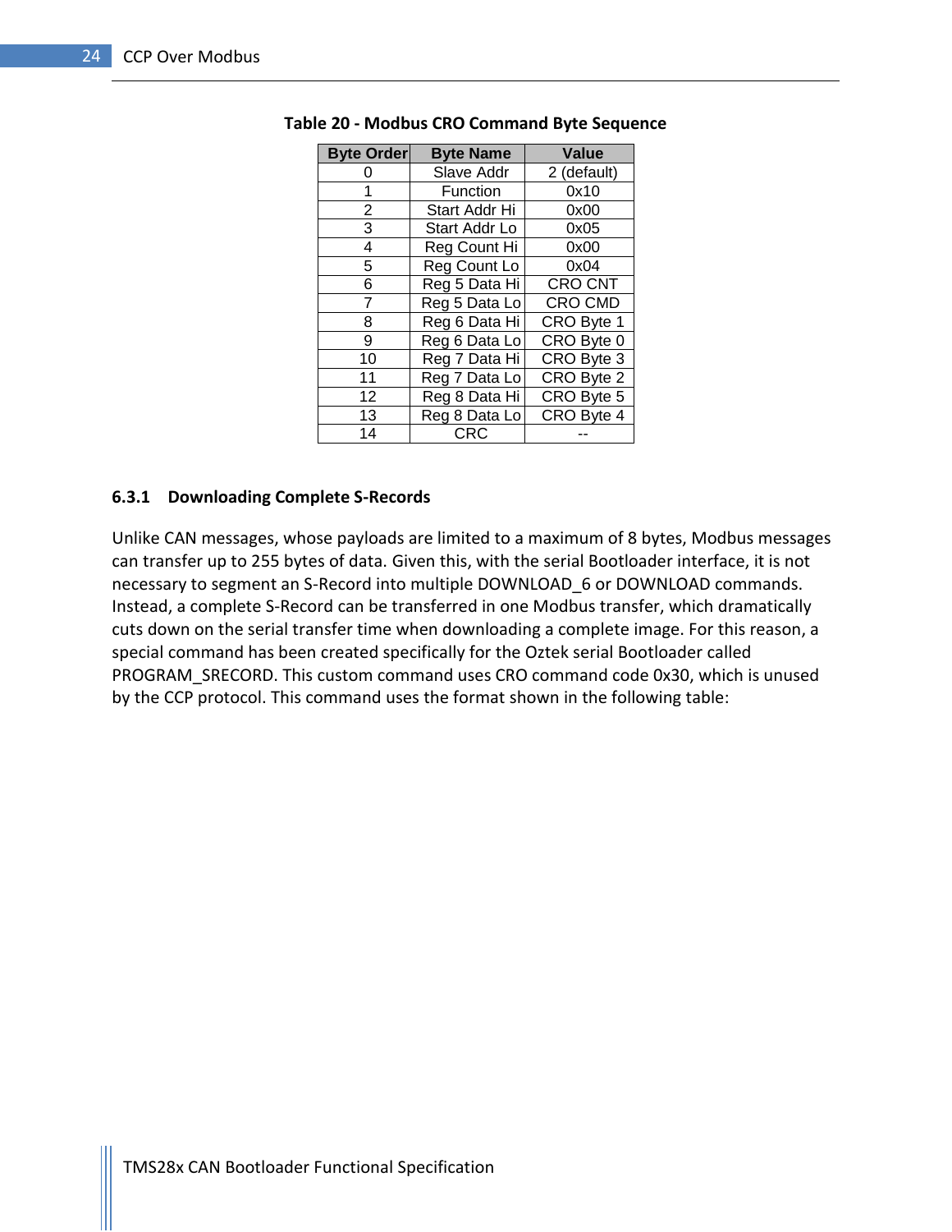Table 20 - Modbus CRO Command Byte Sequence

| Byte Order | Byte Name | Value |
|---|---|---|
| 0 | Slave Addr | 2 (default) |
| 1 | Function | 0x10 |
| 2 | Start Addr Hi | 0x00 |
| 3 | Start Addr Lo | 0x05 |
| 4 | Reg Count Hi | 0x00 |
| 5 | Reg Count Lo | 0x04 |
| 6 | Reg 5 Data Hi | CRO CNT |
| 7 | Reg 5 Data Lo | CRO CMD |
| 8 | Reg 6 Data Hi | CRO Byte 1 |
| 9 | Reg 6 Data Lo | CRO Byte 0 |
| 10 | Reg 7 Data Hi | CRO Byte 3 |
| 11 | Reg 7 Data Lo | CRO Byte 2 |
| 12 | Reg 8 Data Hi | CRO Byte 5 |
| 13 | Reg 8 Data Lo | CRO Byte 4 |
| 14 | CRC | -- |

### 6.3.1 Downloading Complete S-Records

Unlike CAN messages, whose payloads are limited to a maximum of 8 bytes, Modbus messages can transfer up to 255 bytes of data. Given this, with the serial Bootloader interface, it is not necessary to segment an S-Record into multiple DOWNLOAD_6 or DOWNLOAD commands. Instead, a complete S-Record can be transferred in one Modbus transfer, which dramatically cuts down on the serial transfer time when downloading a complete image. For this reason, a special command has been created specifically for the Oztek serial Bootloader called PROGRAM_SRECORD. This custom command uses CRO command code 0x30, which is unused by the CCP protocol. This command uses the format shown in the following table: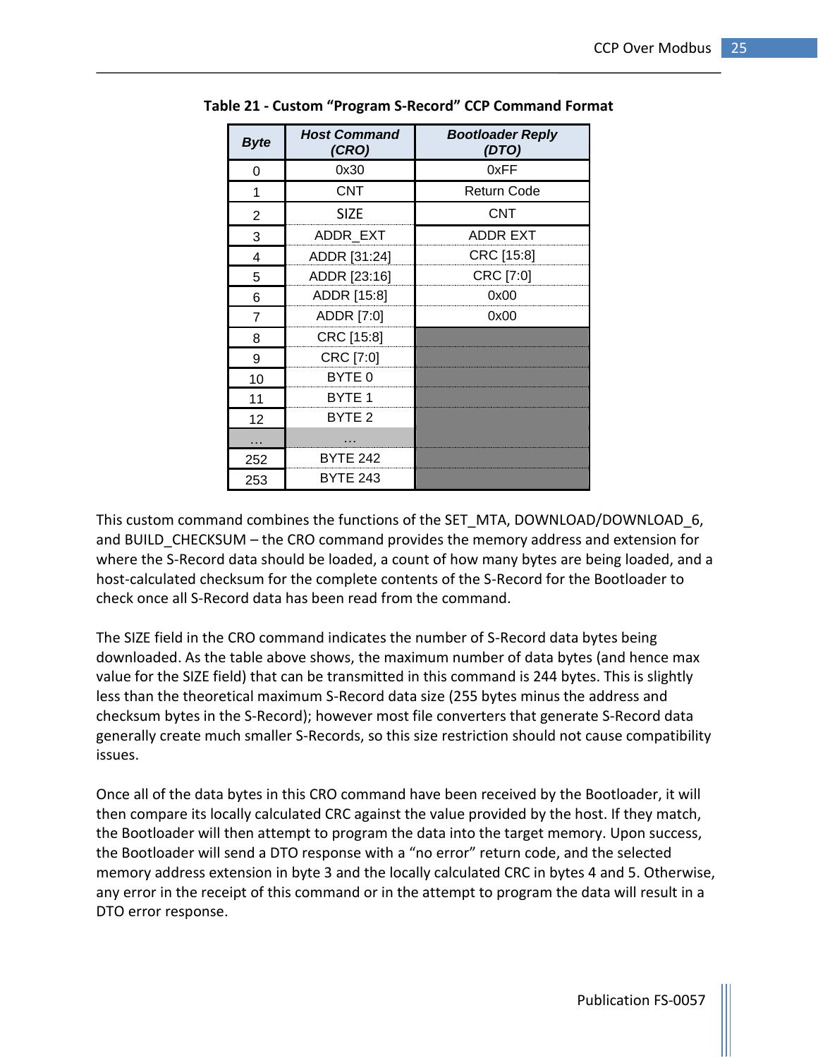**Table 21 - Custom "Program S-Record" CCP Command Format**

| Byte | *Host Command (CRO)* | *Bootloader Reply (DTO)* |
|---|---|---|
| 0 | 0x30 | 0xFF |
| 1 | CNT | Return Code |
| 2 | SIZE | CNT |
| 3 | ADDR_EXT | ADDR EXT |
| 4 | ADDR [31:24] | CRC [15:8] |
| 5 | ADDR [23:16] | CRC [7:0] |
| 6 | ADDR [15:8] | 0x00 |
| 7 | ADDR [7:0] | 0x00 |
| 8 | CRC [15:8] | |
| 9 | CRC [7:0] | |
| 10 | BYTE 0 | |
| 11 | BYTE 1 | |
| 12 | BYTE 2 | |
| … | … | |
| 252 | BYTE 242 | |
| 253 | BYTE 243 | |

This custom command combines the functions of the SET_MTA, DOWNLOAD/DOWNLOAD_6, and BUILD_CHECKSUM – the CRO command provides the memory address and extension for where the S-Record data should be loaded, a count of how many bytes are being loaded, and a host-calculated checksum for the complete contents of the S-Record for the Bootloader to check once all S-Record data has been read from the command.

The SIZE field in the CRO command indicates the number of S-Record data bytes being downloaded. As the table above shows, the maximum number of data bytes (and hence max value for the SIZE field) that can be transmitted in this command is 244 bytes. This is slightly less than the theoretical maximum S-Record data size (255 bytes minus the address and checksum bytes in the S-Record); however most file converters that generate S-Record data generally create much smaller S-Records, so this size restriction should not cause compatibility issues.

Once all of the data bytes in this CRO command have been received by the Bootloader, it will then compare its locally calculated CRC against the value provided by the host. If they match, the Bootloader will then attempt to program the data into the target memory. Upon success, the Bootloader will send a DTO response with a "no error" return code, and the selected memory address extension in byte 3 and the locally calculated CRC in bytes 4 and 5. Otherwise, any error in the receipt of this command or in the attempt to program the data will result in a DTO error response.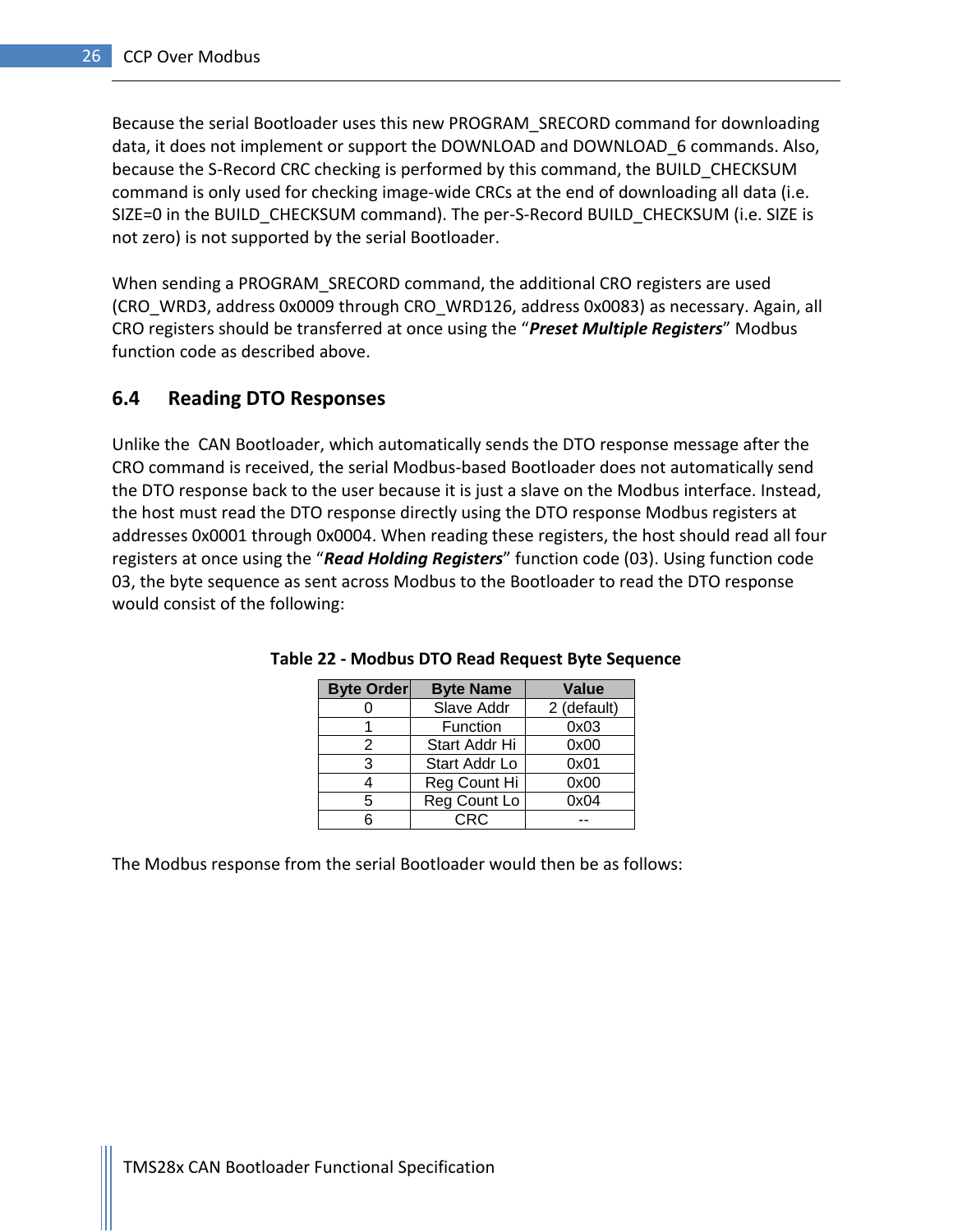Because the serial Bootloader uses this new PROGRAM_SRECORD command for downloading data, it does not implement or support the DOWNLOAD and DOWNLOAD_6 commands. Also, because the S-Record CRC checking is performed by this command, the BUILD_CHECKSUM command is only used for checking image-wide CRCs at the end of downloading all data (i.e. SIZE=0 in the BUILD_CHECKSUM command). The per-S-Record BUILD_CHECKSUM (i.e. SIZE is not zero) is not supported by the serial Bootloader.

When sending a PROGRAM_SRECORD command, the additional CRO registers are used (CRO_WRD3, address 0x0009 through CRO_WRD126, address 0x0083) as necessary. Again, all CRO registers should be transferred at once using the "***Preset Multiple Registers***" Modbus function code as described above.

## 6.4 Reading DTO Responses

Unlike the CAN Bootloader, which automatically sends the DTO response message after the CRO command is received, the serial Modbus-based Bootloader does not automatically send the DTO response back to the user because it is just a slave on the Modbus interface. Instead, the host must read the DTO response directly using the DTO response Modbus registers at addresses 0x0001 through 0x0004. When reading these registers, the host should read all four registers at once using the "***Read Holding Registers***" function code (03). Using function code 03, the byte sequence as sent across Modbus to the Bootloader to read the DTO response would consist of the following:

**Table 22 - Modbus DTO Read Request Byte Sequence**

| Byte Order | Byte Name | Value |
|---|---|---|
| 0 | Slave Addr | 2 (default) |
| 1 | Function | 0x03 |
| 2 | Start Addr Hi | 0x00 |
| 3 | Start Addr Lo | 0x01 |
| 4 | Reg Count Hi | 0x00 |
| 5 | Reg Count Lo | 0x04 |
| 6 | CRC | -- |

The Modbus response from the serial Bootloader would then be as follows: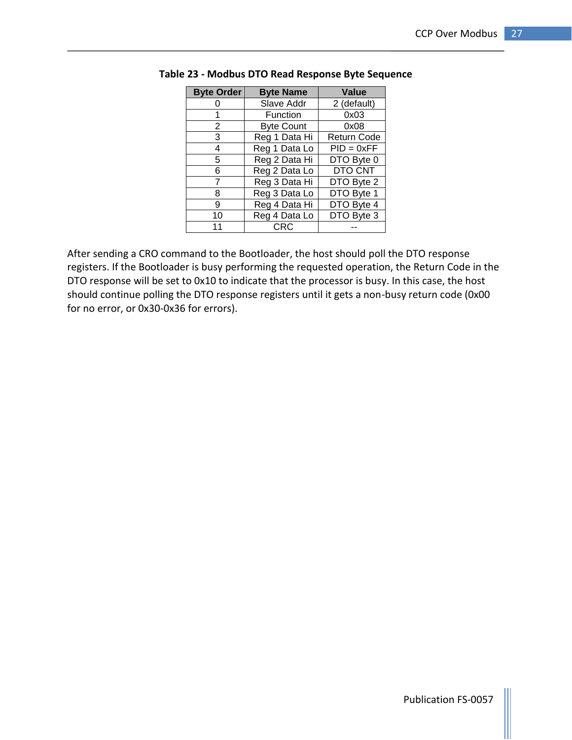**Table 23 - Modbus DTO Read Response Byte Sequence**

| Byte Order | Byte Name | Value |
|---|---|---|
| 0 | Slave Addr | 2 (default) |
| 1 | Function | 0x03 |
| 2 | Byte Count | 0x08 |
| 3 | Reg 1 Data Hi | Return Code |
| 4 | Reg 1 Data Lo | PID = 0xFF |
| 5 | Reg 2 Data Hi | DTO Byte 0 |
| 6 | Reg 2 Data Lo | DTO CNT |
| 7 | Reg 3 Data Hi | DTO Byte 2 |
| 8 | Reg 3 Data Lo | DTO Byte 1 |
| 9 | Reg 4 Data Hi | DTO Byte 4 |
| 10 | Reg 4 Data Lo | DTO Byte 3 |
| 11 | CRC | -- |

After sending a CRO command to the Bootloader, the host should poll the DTO response registers. If the Bootloader is busy performing the requested operation, the Return Code in the DTO response will be set to 0x10 to indicate that the processor is busy. In this case, the host should continue polling the DTO response registers until it gets a non-busy return code (0x00 for no error, or 0x30-0x36 for errors).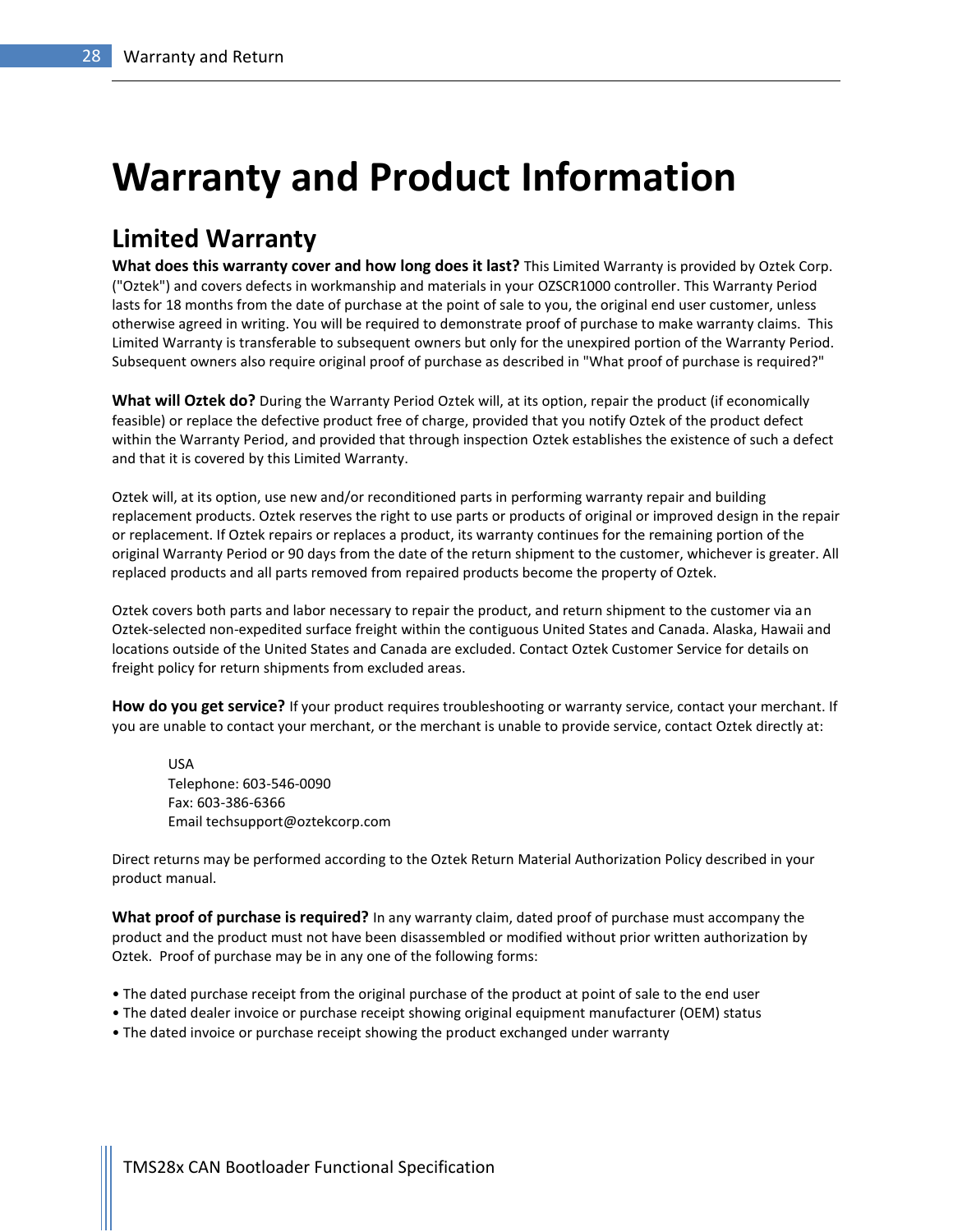# Warranty and Product Information

## Limited Warranty

**What does this warranty cover and how long does it last?** This Limited Warranty is provided by Oztek Corp. ("Oztek") and covers defects in workmanship and materials in your OZSCR1000 controller. This Warranty Period lasts for 18 months from the date of purchase at the point of sale to you, the original end user customer, unless otherwise agreed in writing. You will be required to demonstrate proof of purchase to make warranty claims. This Limited Warranty is transferable to subsequent owners but only for the unexpired portion of the Warranty Period. Subsequent owners also require original proof of purchase as described in "What proof of purchase is required?"

**What will Oztek do?** During the Warranty Period Oztek will, at its option, repair the product (if economically feasible) or replace the defective product free of charge, provided that you notify Oztek of the product defect within the Warranty Period, and provided that through inspection Oztek establishes the existence of such a defect and that it is covered by this Limited Warranty.

Oztek will, at its option, use new and/or reconditioned parts in performing warranty repair and building replacement products. Oztek reserves the right to use parts or products of original or improved design in the repair or replacement. If Oztek repairs or replaces a product, its warranty continues for the remaining portion of the original Warranty Period or 90 days from the date of the return shipment to the customer, whichever is greater. All replaced products and all parts removed from repaired products become the property of Oztek.

Oztek covers both parts and labor necessary to repair the product, and return shipment to the customer via an Oztek-selected non-expedited surface freight within the contiguous United States and Canada. Alaska, Hawaii and locations outside of the United States and Canada are excluded. Contact Oztek Customer Service for details on freight policy for return shipments from excluded areas.

**How do you get service?** If your product requires troubleshooting or warranty service, contact your merchant. If you are unable to contact your merchant, or the merchant is unable to provide service, contact Oztek directly at:

USA
Telephone: 603-546-0090
Fax: 603-386-6366
Email techsupport@oztekcorp.com

Direct returns may be performed according to the Oztek Return Material Authorization Policy described in your product manual.

**What proof of purchase is required?** In any warranty claim, dated proof of purchase must accompany the product and the product must not have been disassembled or modified without prior written authorization by Oztek. Proof of purchase may be in any one of the following forms:

- The dated purchase receipt from the original purchase of the product at point of sale to the end user
- The dated dealer invoice or purchase receipt showing original equipment manufacturer (OEM) status
- The dated invoice or purchase receipt showing the product exchanged under warranty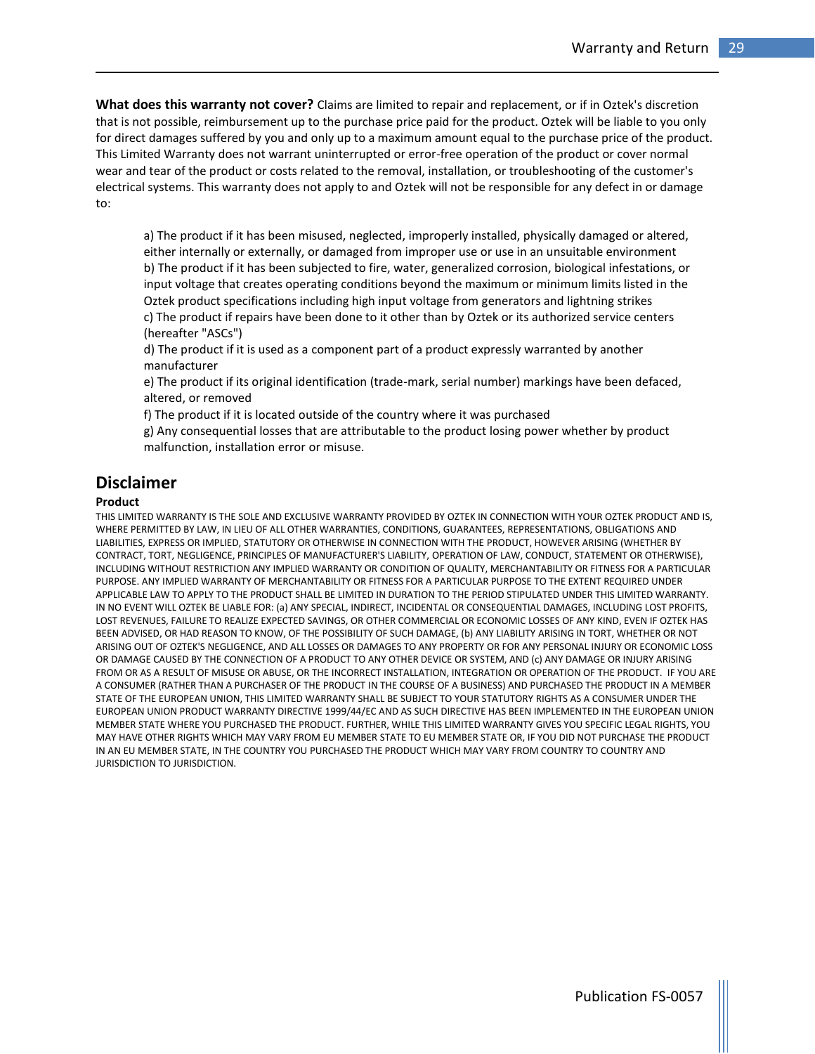**What does this warranty not cover?** Claims are limited to repair and replacement, or if in Oztek's discretion that is not possible, reimbursement up to the purchase price paid for the product. Oztek will be liable to you only for direct damages suffered by you and only up to a maximum amount equal to the purchase price of the product. This Limited Warranty does not warrant uninterrupted or error-free operation of the product or cover normal wear and tear of the product or costs related to the removal, installation, or troubleshooting of the customer's electrical systems. This warranty does not apply to and Oztek will not be responsible for any defect in or damage to:

a) The product if it has been misused, neglected, improperly installed, physically damaged or altered, either internally or externally, or damaged from improper use or use in an unsuitable environment
b) The product if it has been subjected to fire, water, generalized corrosion, biological infestations, or input voltage that creates operating conditions beyond the maximum or minimum limits listed in the Oztek product specifications including high input voltage from generators and lightning strikes
c) The product if repairs have been done to it other than by Oztek or its authorized service centers (hereafter "ASCs")
d) The product if it is used as a component part of a product expressly warranted by another manufacturer
e) The product if its original identification (trade-mark, serial number) markings have been defaced, altered, or removed
f) The product if it is located outside of the country where it was purchased
g) Any consequential losses that are attributable to the product losing power whether by product malfunction, installation error or misuse.

## Disclaimer

**Product**

THIS LIMITED WARRANTY IS THE SOLE AND EXCLUSIVE WARRANTY PROVIDED BY OZTEK IN CONNECTION WITH YOUR OZTEK PRODUCT AND IS, WHERE PERMITTED BY LAW, IN LIEU OF ALL OTHER WARRANTIES, CONDITIONS, GUARANTEES, REPRESENTATIONS, OBLIGATIONS AND LIABILITIES, EXPRESS OR IMPLIED, STATUTORY OR OTHERWISE IN CONNECTION WITH THE PRODUCT, HOWEVER ARISING (WHETHER BY CONTRACT, TORT, NEGLIGENCE, PRINCIPLES OF MANUFACTURER'S LIABILITY, OPERATION OF LAW, CONDUCT, STATEMENT OR OTHERWISE), INCLUDING WITHOUT RESTRICTION ANY IMPLIED WARRANTY OR CONDITION OF QUALITY, MERCHANTABILITY OR FITNESS FOR A PARTICULAR PURPOSE. ANY IMPLIED WARRANTY OF MERCHANTABILITY OR FITNESS FOR A PARTICULAR PURPOSE TO THE EXTENT REQUIRED UNDER APPLICABLE LAW TO APPLY TO THE PRODUCT SHALL BE LIMITED IN DURATION TO THE PERIOD STIPULATED UNDER THIS LIMITED WARRANTY. IN NO EVENT WILL OZTEK BE LIABLE FOR: (a) ANY SPECIAL, INDIRECT, INCIDENTAL OR CONSEQUENTIAL DAMAGES, INCLUDING LOST PROFITS, LOST REVENUES, FAILURE TO REALIZE EXPECTED SAVINGS, OR OTHER COMMERCIAL OR ECONOMIC LOSSES OF ANY KIND, EVEN IF OZTEK HAS BEEN ADVISED, OR HAD REASON TO KNOW, OF THE POSSIBILITY OF SUCH DAMAGE, (b) ANY LIABILITY ARISING IN TORT, WHETHER OR NOT ARISING OUT OF OZTEK'S NEGLIGENCE, AND ALL LOSSES OR DAMAGES TO ANY PROPERTY OR FOR ANY PERSONAL INJURY OR ECONOMIC LOSS OR DAMAGE CAUSED BY THE CONNECTION OF A PRODUCT TO ANY OTHER DEVICE OR SYSTEM, AND (c) ANY DAMAGE OR INJURY ARISING FROM OR AS A RESULT OF MISUSE OR ABUSE, OR THE INCORRECT INSTALLATION, INTEGRATION OR OPERATION OF THE PRODUCT. IF YOU ARE A CONSUMER (RATHER THAN A PURCHASER OF THE PRODUCT IN THE COURSE OF A BUSINESS) AND PURCHASED THE PRODUCT IN A MEMBER STATE OF THE EUROPEAN UNION, THIS LIMITED WARRANTY SHALL BE SUBJECT TO YOUR STATUTORY RIGHTS AS A CONSUMER UNDER THE EUROPEAN UNION PRODUCT WARRANTY DIRECTIVE 1999/44/EC AND AS SUCH DIRECTIVE HAS BEEN IMPLEMENTED IN THE EUROPEAN UNION MEMBER STATE WHERE YOU PURCHASED THE PRODUCT. FURTHER, WHILE THIS LIMITED WARRANTY GIVES YOU SPECIFIC LEGAL RIGHTS, YOU MAY HAVE OTHER RIGHTS WHICH MAY VARY FROM EU MEMBER STATE TO EU MEMBER STATE OR, IF YOU DID NOT PURCHASE THE PRODUCT IN AN EU MEMBER STATE, IN THE COUNTRY YOU PURCHASED THE PRODUCT WHICH MAY VARY FROM COUNTRY TO COUNTRY AND JURISDICTION TO JURISDICTION.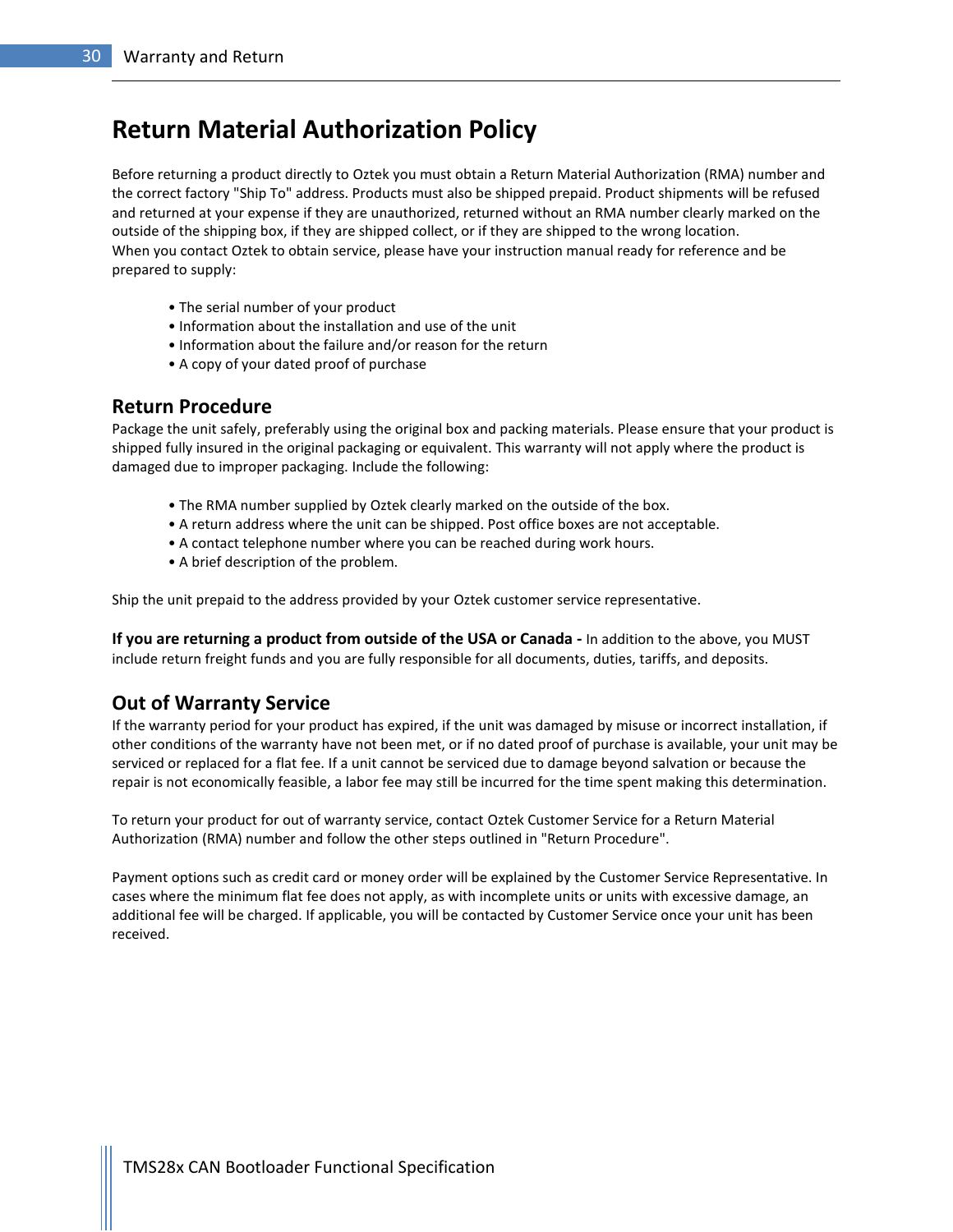# Return Material Authorization Policy

Before returning a product directly to Oztek you must obtain a Return Material Authorization (RMA) number and the correct factory "Ship To" address. Products must also be shipped prepaid. Product shipments will be refused and returned at your expense if they are unauthorized, returned without an RMA number clearly marked on the outside of the shipping box, if they are shipped collect, or if they are shipped to the wrong location.
When you contact Oztek to obtain service, please have your instruction manual ready for reference and be prepared to supply:

- The serial number of your product
- Information about the installation and use of the unit
- Information about the failure and/or reason for the return
- A copy of your dated proof of purchase

## Return Procedure

Package the unit safely, preferably using the original box and packing materials. Please ensure that your product is shipped fully insured in the original packaging or equivalent. This warranty will not apply where the product is damaged due to improper packaging. Include the following:

- The RMA number supplied by Oztek clearly marked on the outside of the box.
- A return address where the unit can be shipped. Post office boxes are not acceptable.
- A contact telephone number where you can be reached during work hours.
- A brief description of the problem.

Ship the unit prepaid to the address provided by your Oztek customer service representative.

**If you are returning a product from outside of the USA or Canada -** In addition to the above, you MUST include return freight funds and you are fully responsible for all documents, duties, tariffs, and deposits.

## Out of Warranty Service

If the warranty period for your product has expired, if the unit was damaged by misuse or incorrect installation, if other conditions of the warranty have not been met, or if no dated proof of purchase is available, your unit may be serviced or replaced for a flat fee. If a unit cannot be serviced due to damage beyond salvation or because the repair is not economically feasible, a labor fee may still be incurred for the time spent making this determination.

To return your product for out of warranty service, contact Oztek Customer Service for a Return Material Authorization (RMA) number and follow the other steps outlined in "Return Procedure".

Payment options such as credit card or money order will be explained by the Customer Service Representative. In cases where the minimum flat fee does not apply, as with incomplete units or units with excessive damage, an additional fee will be charged. If applicable, you will be contacted by Customer Service once your unit has been received.